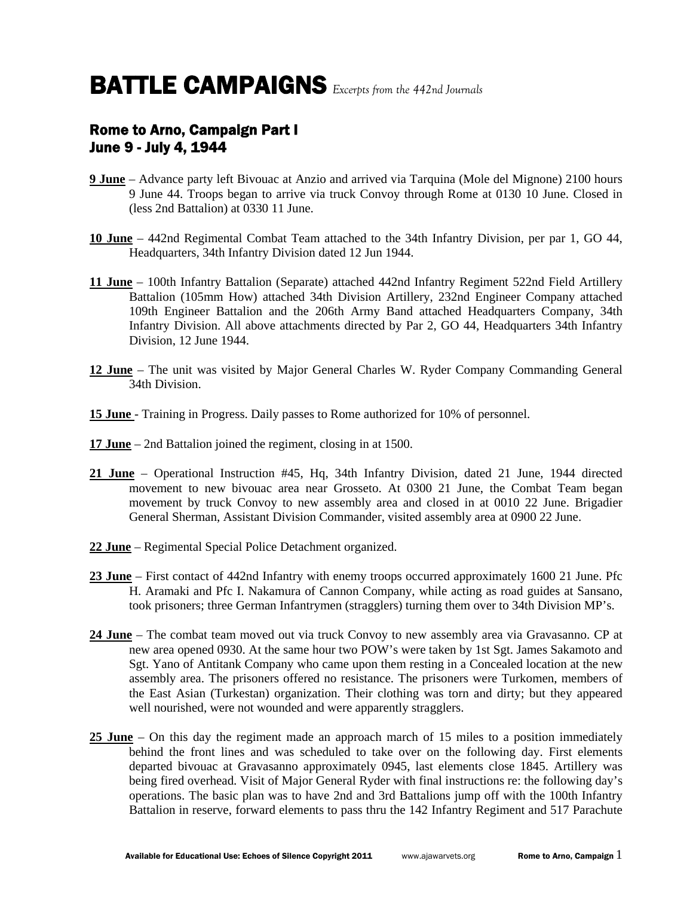# BATTLE CAMPAIGNS *Excerpts from the 442nd Journals*

## Rome to Arno, Campaign Part I
## June 9 - July 4, 1944

**9 June** – Advance party left Bivouac at Anzio and arrived via Tarquina (Mole del Mignone) 2100 hours 9 June 44. Troops began to arrive via truck Convoy through Rome at 0130 10 June. Closed in (less 2nd Battalion) at 0330 11 June.

**10 June** – 442nd Regimental Combat Team attached to the 34th Infantry Division, per par 1, GO 44, Headquarters, 34th Infantry Division dated 12 Jun 1944.

**11 June** – 100th Infantry Battalion (Separate) attached 442nd Infantry Regiment 522nd Field Artillery Battalion (105mm How) attached 34th Division Artillery, 232nd Engineer Company attached 109th Engineer Battalion and the 206th Army Band attached Headquarters Company, 34th Infantry Division. All above attachments directed by Par 2, GO 44, Headquarters 34th Infantry Division, 12 June 1944.

**12 June** – The unit was visited by Major General Charles W. Ryder Company Commanding General 34th Division.

**15 June** - Training in Progress. Daily passes to Rome authorized for 10% of personnel.

**17 June** – 2nd Battalion joined the regiment, closing in at 1500.

**21 June** – Operational Instruction #45, Hq, 34th Infantry Division, dated 21 June, 1944 directed movement to new bivouac area near Grosseto. At 0300 21 June, the Combat Team began movement by truck Convoy to new assembly area and closed in at 0010 22 June. Brigadier General Sherman, Assistant Division Commander, visited assembly area at 0900 22 June.

**22 June** – Regimental Special Police Detachment organized.

**23 June** – First contact of 442nd Infantry with enemy troops occurred approximately 1600 21 June. Pfc H. Aramaki and Pfc I. Nakamura of Cannon Company, while acting as road guides at Sansano, took prisoners; three German Infantrymen (stragglers) turning them over to 34th Division MP's.

**24 June** – The combat team moved out via truck Convoy to new assembly area via Gravasanno. CP at new area opened 0930. At the same hour two POW's were taken by 1st Sgt. James Sakamoto and Sgt. Yano of Antitank Company who came upon them resting in a Concealed location at the new assembly area. The prisoners offered no resistance. The prisoners were Turkomen, members of the East Asian (Turkestan) organization. Their clothing was torn and dirty; but they appeared well nourished, were not wounded and were apparently stragglers.

**25 June** – On this day the regiment made an approach march of 15 miles to a position immediately behind the front lines and was scheduled to take over on the following day. First elements departed bivouac at Gravasanno approximately 0945, last elements close 1845. Artillery was being fired overhead. Visit of Major General Ryder with final instructions re: the following day's operations. The basic plan was to have 2nd and 3rd Battalions jump off with the 100th Infantry Battalion in reserve, forward elements to pass thru the 142 Infantry Regiment and 517 Parachute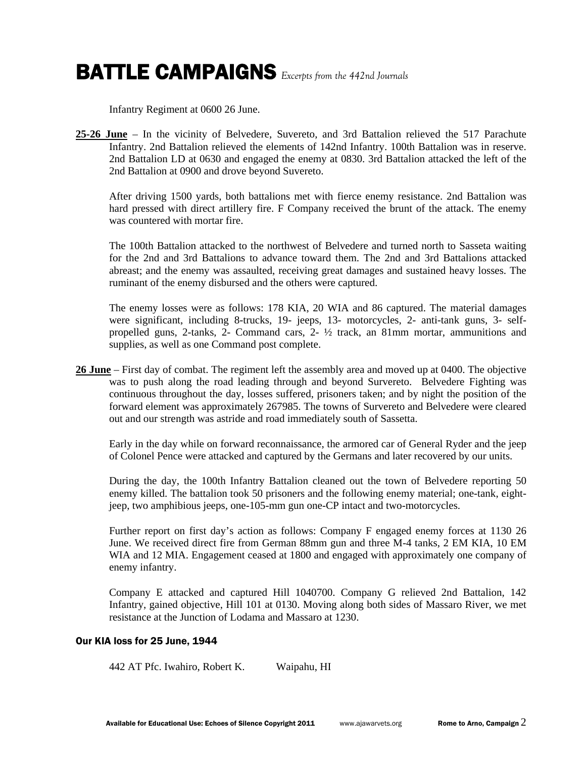Infantry Regiment at 0600 26 June.

**25-26 June** – In the vicinity of Belvedere, Suvereto, and 3rd Battalion relieved the 517 Parachute Infantry. 2nd Battalion relieved the elements of 142nd Infantry. 100th Battalion was in reserve. 2nd Battalion LD at 0630 and engaged the enemy at 0830. 3rd Battalion attacked the left of the 2nd Battalion at 0900 and drove beyond Suvereto.

After driving 1500 yards, both battalions met with fierce enemy resistance. 2nd Battalion was hard pressed with direct artillery fire. F Company received the brunt of the attack. The enemy was countered with mortar fire.

The 100th Battalion attacked to the northwest of Belvedere and turned north to Sasseta waiting for the 2nd and 3rd Battalions to advance toward them. The 2nd and 3rd Battalions attacked abreast; and the enemy was assaulted, receiving great damages and sustained heavy losses. The ruminant of the enemy disbursed and the others were captured.

The enemy losses were as follows: 178 KIA, 20 WIA and 86 captured. The material damages were significant, including 8-trucks, 19- jeeps, 13- motorcycles, 2- anti-tank guns, 3- self-propelled guns, 2-tanks, 2- Command cars, 2- ½ track, an 81mm mortar, ammunitions and supplies, as well as one Command post complete.

**26 June** – First day of combat. The regiment left the assembly area and moved up at 0400. The objective was to push along the road leading through and beyond Survereto. Belvedere Fighting was continuous throughout the day, losses suffered, prisoners taken; and by night the position of the forward element was approximately 267985. The towns of Survereto and Belvedere were cleared out and our strength was astride and road immediately south of Sassetta.

Early in the day while on forward reconnaissance, the armored car of General Ryder and the jeep of Colonel Pence were attacked and captured by the Germans and later recovered by our units.

During the day, the 100th Infantry Battalion cleaned out the town of Belvedere reporting 50 enemy killed. The battalion took 50 prisoners and the following enemy material; one-tank, eight-jeep, two amphibious jeeps, one-105-mm gun one-CP intact and two-motorcycles.

Further report on first day's action as follows: Company F engaged enemy forces at 1130 26 June. We received direct fire from German 88mm gun and three M-4 tanks, 2 EM KIA, 10 EM WIA and 12 MIA. Engagement ceased at 1800 and engaged with approximately one company of enemy infantry.

Company E attacked and captured Hill 1040700. Company G relieved 2nd Battalion, 142 Infantry, gained objective, Hill 101 at 0130. Moving along both sides of Massaro River, we met resistance at the Junction of Lodama and Massaro at 1230.

### Our KIA loss for 25 June, 1944

442 AT Pfc. Iwahiro, Robert K. Waipahu, HI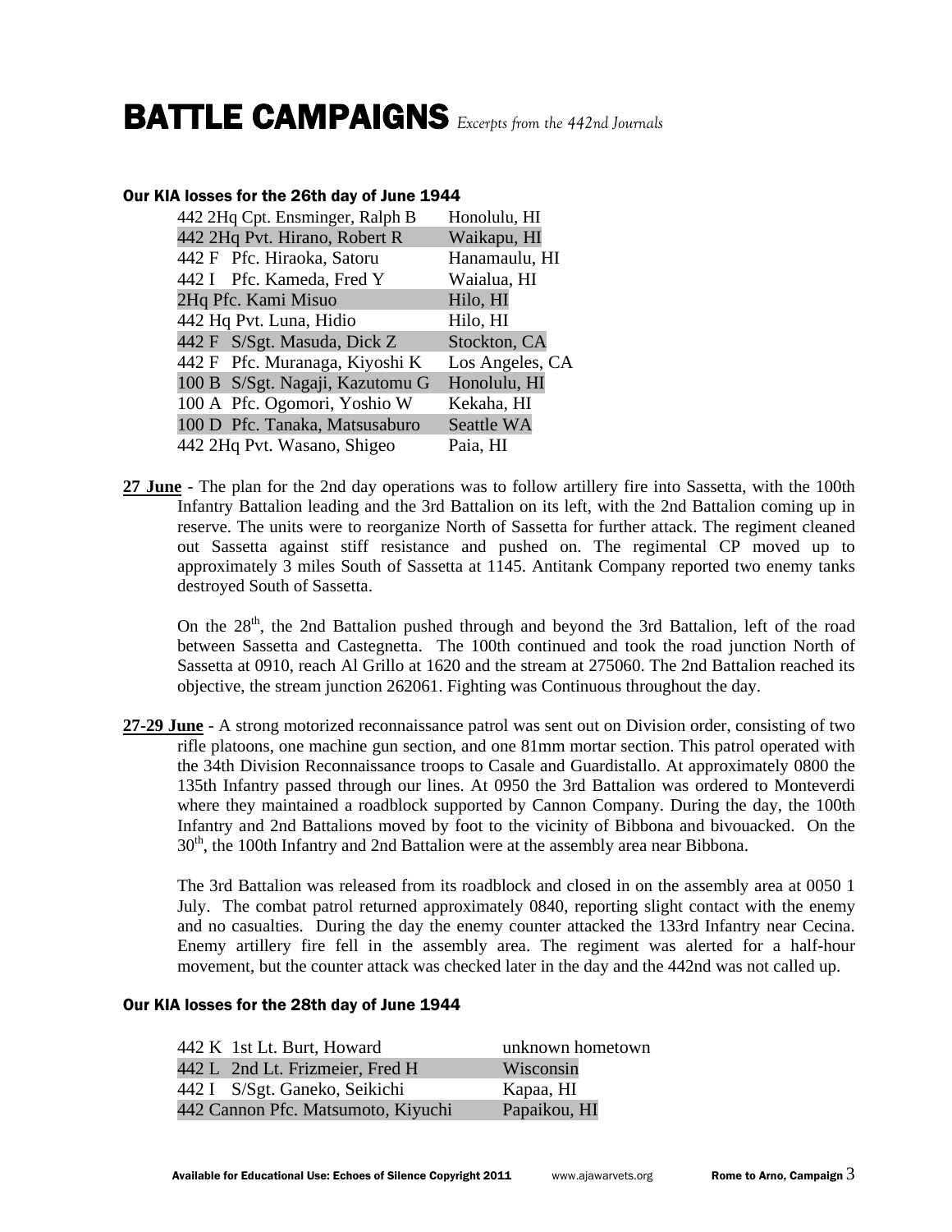# BATTLE CAMPAIGNS *Excerpts from the 442nd Journals*

### Our KIA losses for the 26th day of June 1944

| Name | Hometown |
|---|---|
| 442 2Hq Cpt. Ensminger, Ralph B | Honolulu, HI |
| 442 2Hq Pvt. Hirano, Robert R | Waikapu, HI |
| 442 F Pfc. Hiraoka, Satoru | Hanamaulu, HI |
| 442 I Pfc. Kameda, Fred Y | Waialua, HI |
| 2Hq Pfc. Kami Misuo | Hilo, HI |
| 442 Hq Pvt. Luna, Hidio | Hilo, HI |
| 442 F S/Sgt. Masuda, Dick Z | Stockton, CA |
| 442 F Pfc. Muranaga, Kiyoshi K | Los Angeles, CA |
| 100 B S/Sgt. Nagaji, Kazutomu G | Honolulu, HI |
| 100 A Pfc. Ogomori, Yoshio W | Kekaha, HI |
| 100 D Pfc. Tanaka, Matsusaburo | Seattle WA |
| 442 2Hq Pvt. Wasano, Shigeo | Paia, HI |

**27 June** - The plan for the 2nd day operations was to follow artillery fire into Sassetta, with the 100th Infantry Battalion leading and the 3rd Battalion on its left, with the 2nd Battalion coming up in reserve. The units were to reorganize North of Sassetta for further attack. The regiment cleaned out Sassetta against stiff resistance and pushed on. The regimental CP moved up to approximately 3 miles South of Sassetta at 1145. Antitank Company reported two enemy tanks destroyed South of Sassetta.

On the 28th, the 2nd Battalion pushed through and beyond the 3rd Battalion, left of the road between Sassetta and Castegnetta. The 100th continued and took the road junction North of Sassetta at 0910, reach Al Grillo at 1620 and the stream at 275060. The 2nd Battalion reached its objective, the stream junction 262061. Fighting was Continuous throughout the day.

**27-29 June** - A strong motorized reconnaissance patrol was sent out on Division order, consisting of two rifle platoons, one machine gun section, and one 81mm mortar section. This patrol operated with the 34th Division Reconnaissance troops to Casale and Guardistallo. At approximately 0800 the 135th Infantry passed through our lines. At 0950 the 3rd Battalion was ordered to Monteverdi where they maintained a roadblock supported by Cannon Company. During the day, the 100th Infantry and 2nd Battalions moved by foot to the vicinity of Bibbona and bivouacked. On the 30th, the 100th Infantry and 2nd Battalion were at the assembly area near Bibbona.

The 3rd Battalion was released from its roadblock and closed in on the assembly area at 0050 1 July. The combat patrol returned approximately 0840, reporting slight contact with the enemy and no casualties. During the day the enemy counter attacked the 133rd Infantry near Cecina. Enemy artillery fire fell in the assembly area. The regiment was alerted for a half-hour movement, but the counter attack was checked later in the day and the 442nd was not called up.

### Our KIA losses for the 28th day of June 1944

| Name | Hometown |
|---|---|
| 442 K 1st Lt. Burt, Howard | unknown hometown |
| 442 L 2nd Lt. Frizmeier, Fred H | Wisconsin |
| 442 I S/Sgt. Ganeko, Seikichi | Kapaa, HI |
| 442 Cannon Pfc. Matsumoto, Kiyuchi | Papaikou, HI |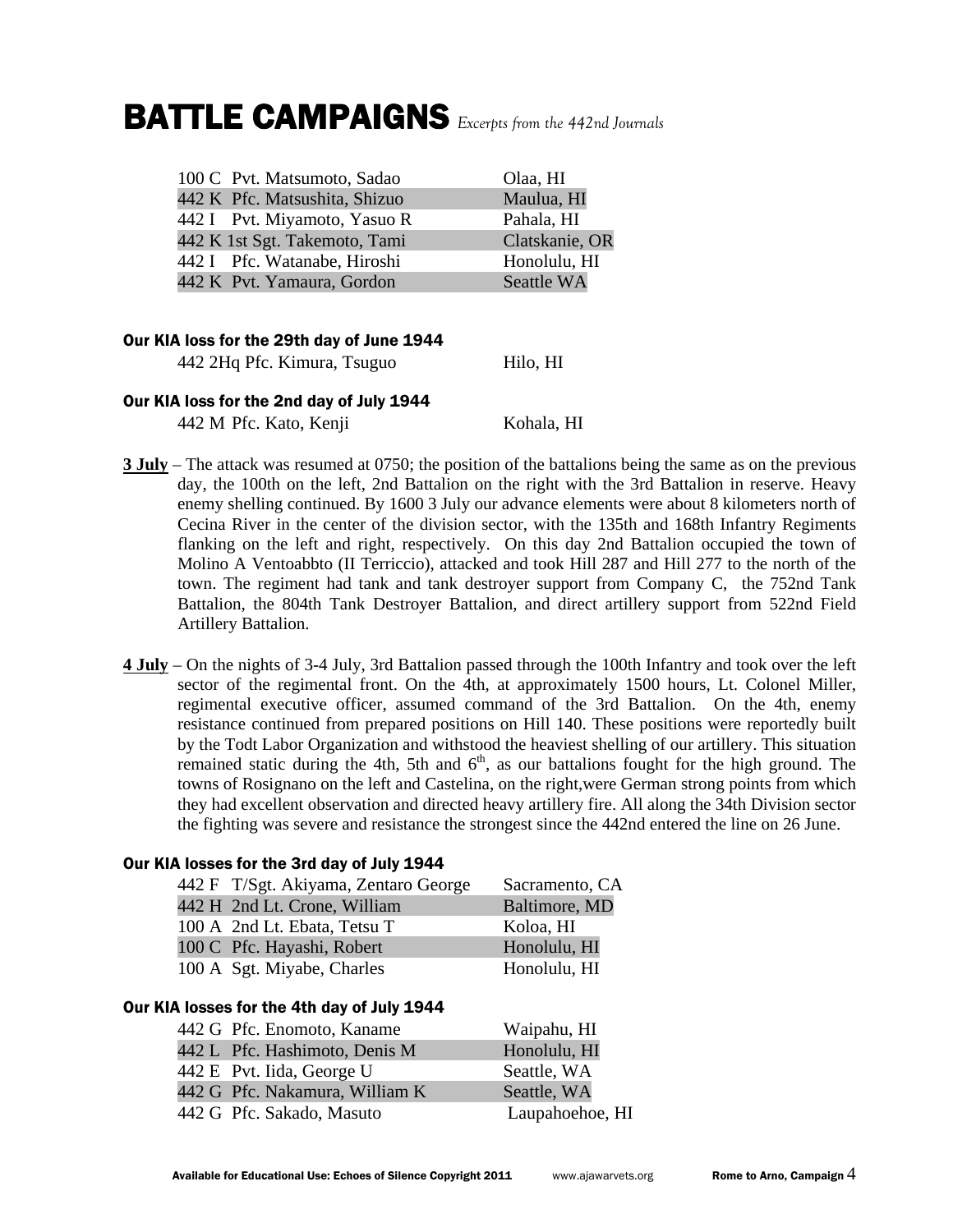# BATTLE CAMPAIGNS *Excerpts from the 442nd Journals*

| | |
|---|---|
| 100 C Pvt. Matsumoto, Sadao | Olaa, HI |
| 442 K Pfc. Matsushita, Shizuo | Maulua, HI |
| 442 I Pvt. Miyamoto, Yasuo R | Pahala, HI |
| 442 K 1st Sgt. Takemoto, Tami | Clatskanie, OR |
| 442 I Pfc. Watanabe, Hiroshi | Honolulu, HI |
| 442 K Pvt. Yamaura, Gordon | Seattle WA |

**Our KIA loss for the 29th day of June 1944**

| | |
|---|---|
| 442 2Hq Pfc. Kimura, Tsuguo | Hilo, HI |

**Our KIA loss for the 2nd day of July 1944**

| | |
|---|---|
| 442 M Pfc. Kato, Kenji | Kohala, HI |

**3 July** – The attack was resumed at 0750; the position of the battalions being the same as on the previous day, the 100th on the left, 2nd Battalion on the right with the 3rd Battalion in reserve. Heavy enemy shelling continued. By 1600 3 July our advance elements were about 8 kilometers north of Cecina River in the center of the division sector, with the 135th and 168th Infantry Regiments flanking on the left and right, respectively. On this day 2nd Battalion occupied the town of Molino A Ventoabbto (II Terriccio), attacked and took Hill 287 and Hill 277 to the north of the town. The regiment had tank and tank destroyer support from Company C, the 752nd Tank Battalion, the 804th Tank Destroyer Battalion, and direct artillery support from 522nd Field Artillery Battalion.

**4 July** – On the nights of 3-4 July, 3rd Battalion passed through the 100th Infantry and took over the left sector of the regimental front. On the 4th, at approximately 1500 hours, Lt. Colonel Miller, regimental executive officer, assumed command of the 3rd Battalion. On the 4th, enemy resistance continued from prepared positions on Hill 140. These positions were reportedly built by the Todt Labor Organization and withstood the heaviest shelling of our artillery. This situation remained static during the 4th, 5th and 6th, as our battalions fought for the high ground. The towns of Rosignano on the left and Castelina, on the right,were German strong points from which they had excellent observation and directed heavy artillery fire. All along the 34th Division sector the fighting was severe and resistance the strongest since the 442nd entered the line on 26 June.

**Our KIA losses for the 3rd day of July 1944**

| | |
|---|---|
| 442 F T/Sgt. Akiyama, Zentaro George | Sacramento, CA |
| 442 H 2nd Lt. Crone, William | Baltimore, MD |
| 100 A 2nd Lt. Ebata, Tetsu T | Koloa, HI |
| 100 C Pfc. Hayashi, Robert | Honolulu, HI |
| 100 A Sgt. Miyabe, Charles | Honolulu, HI |

**Our KIA losses for the 4th day of July 1944**

| | |
|---|---|
| 442 G Pfc. Enomoto, Kaname | Waipahu, HI |
| 442 L Pfc. Hashimoto, Denis M | Honolulu, HI |
| 442 E Pvt. Iida, George U | Seattle, WA |
| 442 G Pfc. Nakamura, William K | Seattle, WA |
| 442 G Pfc. Sakado, Masuto | Laupahoehoe, HI |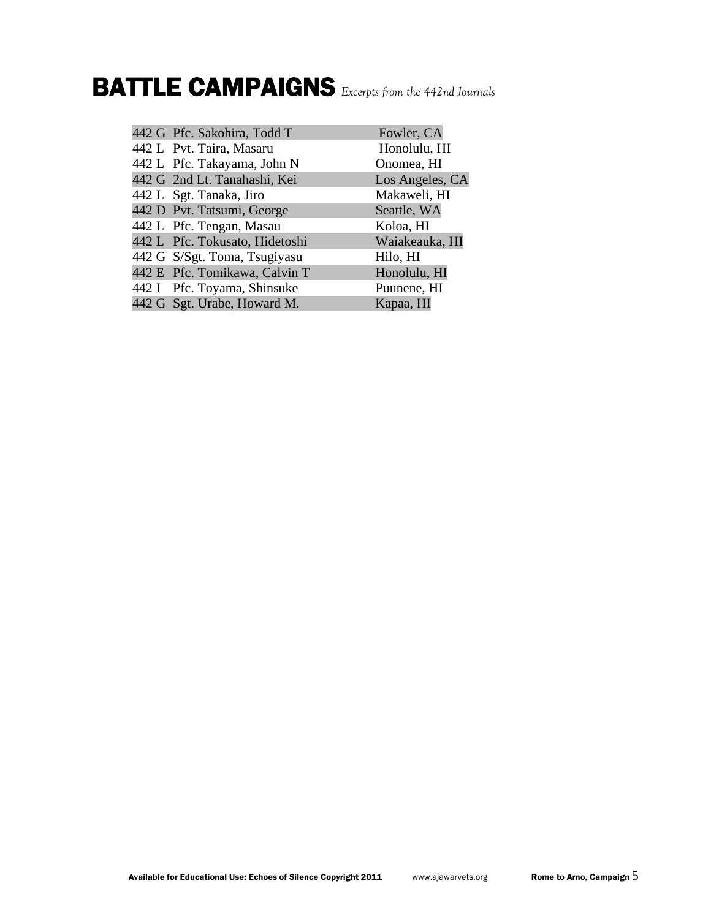# BATTLE CAMPAIGNS *Excerpts from the 442nd Journals*

| | | |
|---|---|---|
| 442 G | Pfc. Sakohira, Todd T | Fowler, CA |
| 442 L | Pvt. Taira, Masaru | Honolulu, HI |
| 442 L | Pfc. Takayama, John N | Onomea, HI |
| 442 G | 2nd Lt. Tanahashi, Kei | Los Angeles, CA |
| 442 L | Sgt. Tanaka, Jiro | Makaweli, HI |
| 442 D | Pvt. Tatsumi, George | Seattle, WA |
| 442 L | Pfc. Tengan, Masau | Koloa, HI |
| 442 L | Pfc. Tokusato, Hidetoshi | Waiakeauka, HI |
| 442 G | S/Sgt. Toma, Tsugiyasu | Hilo, HI |
| 442 E | Pfc. Tomikawa, Calvin T | Honolulu, HI |
| 442 I | Pfc. Toyama, Shinsuke | Puunene, HI |
| 442 G | Sgt. Urabe, Howard M. | Kapaa, HI |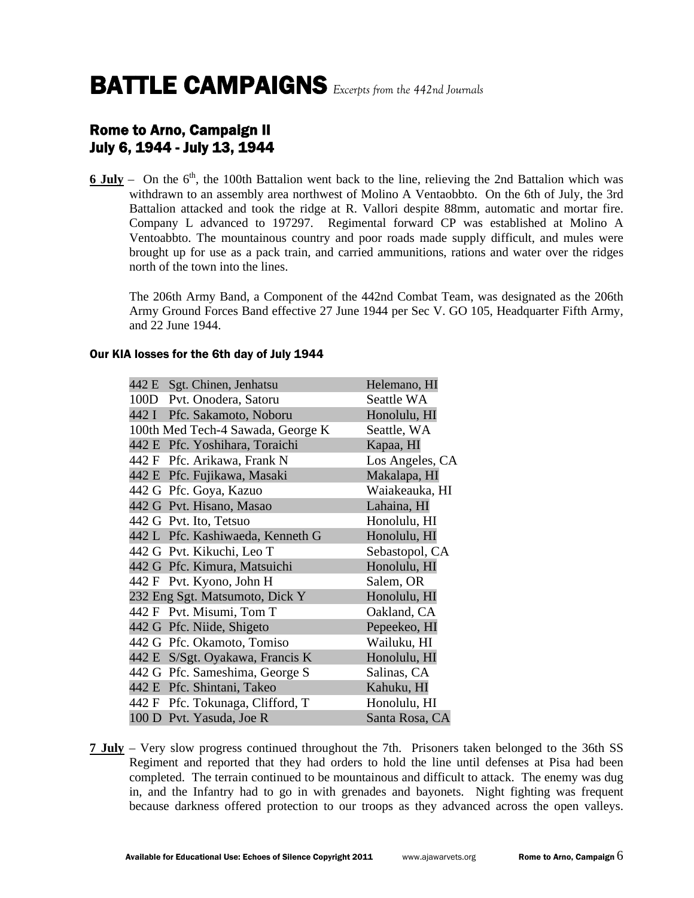# BATTLE CAMPAIGNS *Excerpts from the 442nd Journals*

## Rome to Arno, Campaign II
## July 6, 1944 - July 13, 1944

**6 July** – On the 6th, the 100th Battalion went back to the line, relieving the 2nd Battalion which was withdrawn to an assembly area northwest of Molino A Ventaobbto. On the 6th of July, the 3rd Battalion attacked and took the ridge at R. Vallori despite 88mm, automatic and mortar fire. Company L advanced to 197297. Regimental forward CP was established at Molino A Ventoabbto. The mountainous country and poor roads made supply difficult, and mules were brought up for use as a pack train, and carried ammunitions, rations and water over the ridges north of the town into the lines.

The 206th Army Band, a Component of the 442nd Combat Team, was designated as the 206th Army Ground Forces Band effective 27 June 1944 per Sec V. GO 105, Headquarter Fifth Army, and 22 June 1944.

#### Our KIA losses for the 6th day of July 1944

| Unit / Name | Hometown |
|---|---|
| 442 E Sgt. Chinen, Jenhatsu | Helemano, HI |
| 100D Pvt. Onodera, Satoru | Seattle WA |
| 442 I Pfc. Sakamoto, Noboru | Honolulu, HI |
| 100th Med Tech-4 Sawada, George K | Seattle, WA |
| 442 E Pfc. Yoshihara, Toraichi | Kapaa, HI |
| 442 F Pfc. Arikawa, Frank N | Los Angeles, CA |
| 442 E Pfc. Fujikawa, Masaki | Makalapa, HI |
| 442 G Pfc. Goya, Kazuo | Waiakeauka, HI |
| 442 G Pvt. Hisano, Masao | Lahaina, HI |
| 442 G Pvt. Ito, Tetsuo | Honolulu, HI |
| 442 L Pfc. Kashiwaeda, Kenneth G | Honolulu, HI |
| 442 G Pvt. Kikuchi, Leo T | Sebastopol, CA |
| 442 G Pfc. Kimura, Matsuichi | Honolulu, HI |
| 442 F Pvt. Kyono, John H | Salem, OR |
| 232 Eng Sgt. Matsumoto, Dick Y | Honolulu, HI |
| 442 F Pvt. Misumi, Tom T | Oakland, CA |
| 442 G Pfc. Niide, Shigeto | Pepeekeo, HI |
| 442 G Pfc. Okamoto, Tomiso | Wailuku, HI |
| 442 E S/Sgt. Oyakawa, Francis K | Honolulu, HI |
| 442 G Pfc. Sameshima, George S | Salinas, CA |
| 442 E Pfc. Shintani, Takeo | Kahuku, HI |
| 442 F Pfc. Tokunaga, Clifford, T | Honolulu, HI |
| 100 D Pvt. Yasuda, Joe R | Santa Rosa, CA |

**7 July** – Very slow progress continued throughout the 7th. Prisoners taken belonged to the 36th SS Regiment and reported that they had orders to hold the line until defenses at Pisa had been completed. The terrain continued to be mountainous and difficult to attack. The enemy was dug in, and the Infantry had to go in with grenades and bayonets. Night fighting was frequent because darkness offered protection to our troops as they advanced across the open valleys.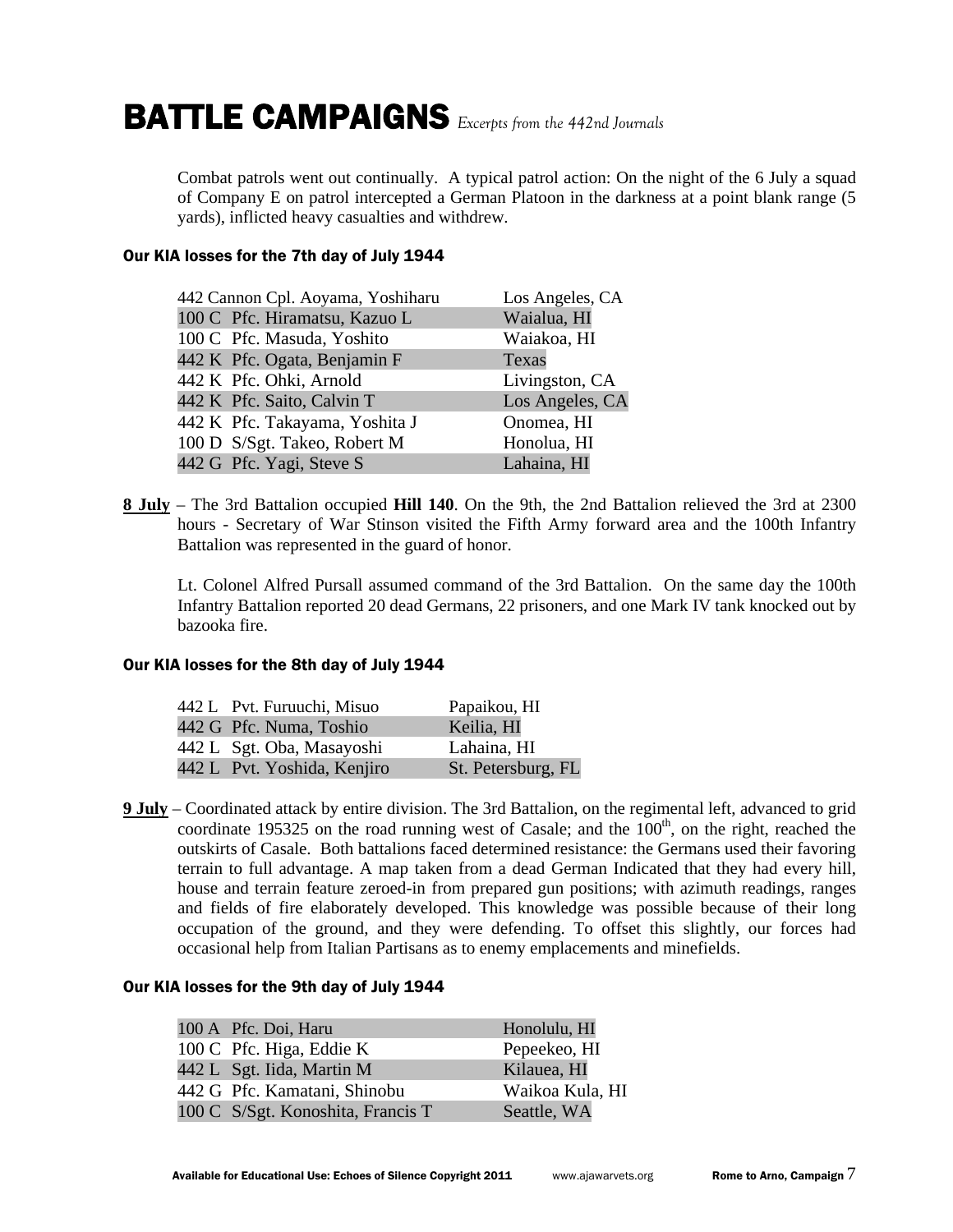# BATTLE CAMPAIGNS *Excerpts from the 442nd Journals*

Combat patrols went out continually. A typical patrol action: On the night of the 6 July a squad of Company E on patrol intercepted a German Platoon in the darkness at a point blank range (5 yards), inflicted heavy casualties and withdrew.

### Our KIA losses for the 7th day of July 1944

| | |
|---|---|
| 442 Cannon Cpl. Aoyama, Yoshiharu | Los Angeles, CA |
| 100 C Pfc. Hiramatsu, Kazuo L | Waialua, HI |
| 100 C Pfc. Masuda, Yoshito | Waiakoa, HI |
| 442 K Pfc. Ogata, Benjamin F | Texas |
| 442 K Pfc. Ohki, Arnold | Livingston, CA |
| 442 K Pfc. Saito, Calvin T | Los Angeles, CA |
| 442 K Pfc. Takayama, Yoshita J | Onomea, HI |
| 100 D S/Sgt. Takeo, Robert M | Honolua, HI |
| 442 G Pfc. Yagi, Steve S | Lahaina, HI |

**8 July** – The 3rd Battalion occupied **Hill 140**. On the 9th, the 2nd Battalion relieved the 3rd at 2300 hours - Secretary of War Stinson visited the Fifth Army forward area and the 100th Infantry Battalion was represented in the guard of honor.

Lt. Colonel Alfred Pursall assumed command of the 3rd Battalion. On the same day the 100th Infantry Battalion reported 20 dead Germans, 22 prisoners, and one Mark IV tank knocked out by bazooka fire.

### Our KIA losses for the 8th day of July 1944

| | |
|---|---|
| 442 L Pvt. Furuuchi, Misuo | Papaikou, HI |
| 442 G Pfc. Numa, Toshio | Keilia, HI |
| 442 L Sgt. Oba, Masayoshi | Lahaina, HI |
| 442 L Pvt. Yoshida, Kenjiro | St. Petersburg, FL |

**9 July** – Coordinated attack by entire division. The 3rd Battalion, on the regimental left, advanced to grid coordinate 195325 on the road running west of Casale; and the 100th, on the right, reached the outskirts of Casale. Both battalions faced determined resistance: the Germans used their favoring terrain to full advantage. A map taken from a dead German Indicated that they had every hill, house and terrain feature zeroed-in from prepared gun positions; with azimuth readings, ranges and fields of fire elaborately developed. This knowledge was possible because of their long occupation of the ground, and they were defending. To offset this slightly, our forces had occasional help from Italian Partisans as to enemy emplacements and minefields.

### Our KIA losses for the 9th day of July 1944

| | |
|---|---|
| 100 A Pfc. Doi, Haru | Honolulu, HI |
| 100 C Pfc. Higa, Eddie K | Pepeekeo, HI |
| 442 L Sgt. Iida, Martin M | Kilauea, HI |
| 442 G Pfc. Kamatani, Shinobu | Waikoa Kula, HI |
| 100 C S/Sgt. Konoshita, Francis T | Seattle, WA |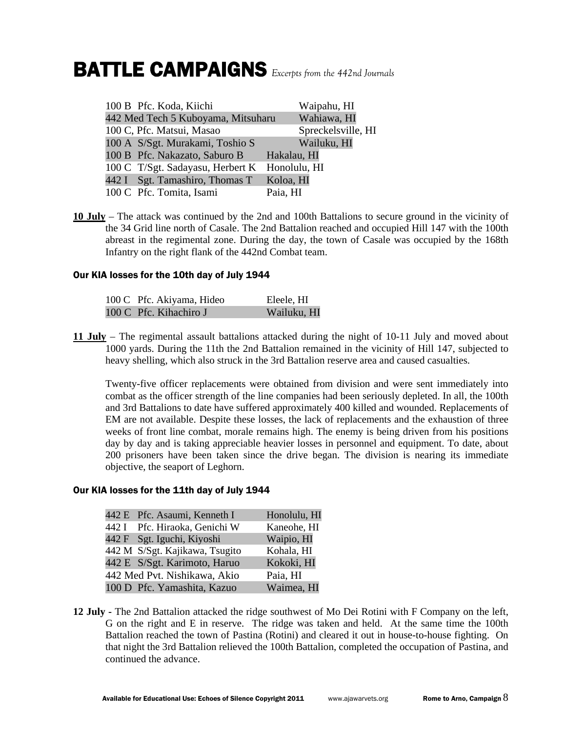# BATTLE CAMPAIGNS *Excerpts from the 442nd Journals*

| | |
|---|---|
| 100 B Pfc. Koda, Kiichi | Waipahu, HI |
| 442 Med Tech 5 Kuboyama, Mitsuharu | Wahiawa, HI |
| 100 C, Pfc. Matsui, Masao | Spreckelsville, HI |
| 100 A S/Sgt. Murakami, Toshio S | Wailuku, HI |
| 100 B Pfc. Nakazato, Saburo B | Hakalau, HI |
| 100 C T/Sgt. Sadayasu, Herbert K | Honolulu, HI |
| 442 I Sgt. Tamashiro, Thomas T | Koloa, HI |
| 100 C Pfc. Tomita, Isami | Paia, HI |

**10 July** – The attack was continued by the 2nd and 100th Battalions to secure ground in the vicinity of the 34 Grid line north of Casale. The 2nd Battalion reached and occupied Hill 147 with the 100th abreast in the regimental zone. During the day, the town of Casale was occupied by the 168th Infantry on the right flank of the 442nd Combat team.

### Our KIA losses for the 10th day of July 1944

| | |
|---|---|
| 100 C Pfc. Akiyama, Hideo | Eleele, HI |
| 100 C Pfc. Kihachiro J | Wailuku, HI |

**11 July** – The regimental assault battalions attacked during the night of 10-11 July and moved about 1000 yards. During the 11th the 2nd Battalion remained in the vicinity of Hill 147, subjected to heavy shelling, which also struck in the 3rd Battalion reserve area and caused casualties.

Twenty-five officer replacements were obtained from division and were sent immediately into combat as the officer strength of the line companies had been seriously depleted. In all, the 100th and 3rd Battalions to date have suffered approximately 400 killed and wounded. Replacements of EM are not available. Despite these losses, the lack of replacements and the exhaustion of three weeks of front line combat, morale remains high. The enemy is being driven from his positions day by day and is taking appreciable heavier losses in personnel and equipment. To date, about 200 prisoners have been taken since the drive began. The division is nearing its immediate objective, the seaport of Leghorn.

### Our KIA losses for the 11th day of July 1944

| | |
|---|---|
| 442 E Pfc. Asaumi, Kenneth I | Honolulu, HI |
| 442 I Pfc. Hiraoka, Genichi W | Kaneohe, HI |
| 442 F Sgt. Iguchi, Kiyoshi | Waipio, HI |
| 442 M S/Sgt. Kajikawa, Tsugito | Kohala, HI |
| 442 E S/Sgt. Karimoto, Haruo | Kokoki, HI |
| 442 Med Pvt. Nishikawa, Akio | Paia, HI |
| 100 D Pfc. Yamashita, Kazuo | Waimea, HI |

**12 July** - The 2nd Battalion attacked the ridge southwest of Mo Dei Rotini with F Company on the left, G on the right and E in reserve. The ridge was taken and held. At the same time the 100th Battalion reached the town of Pastina (Rotini) and cleared it out in house-to-house fighting. On that night the 3rd Battalion relieved the 100th Battalion, completed the occupation of Pastina, and continued the advance.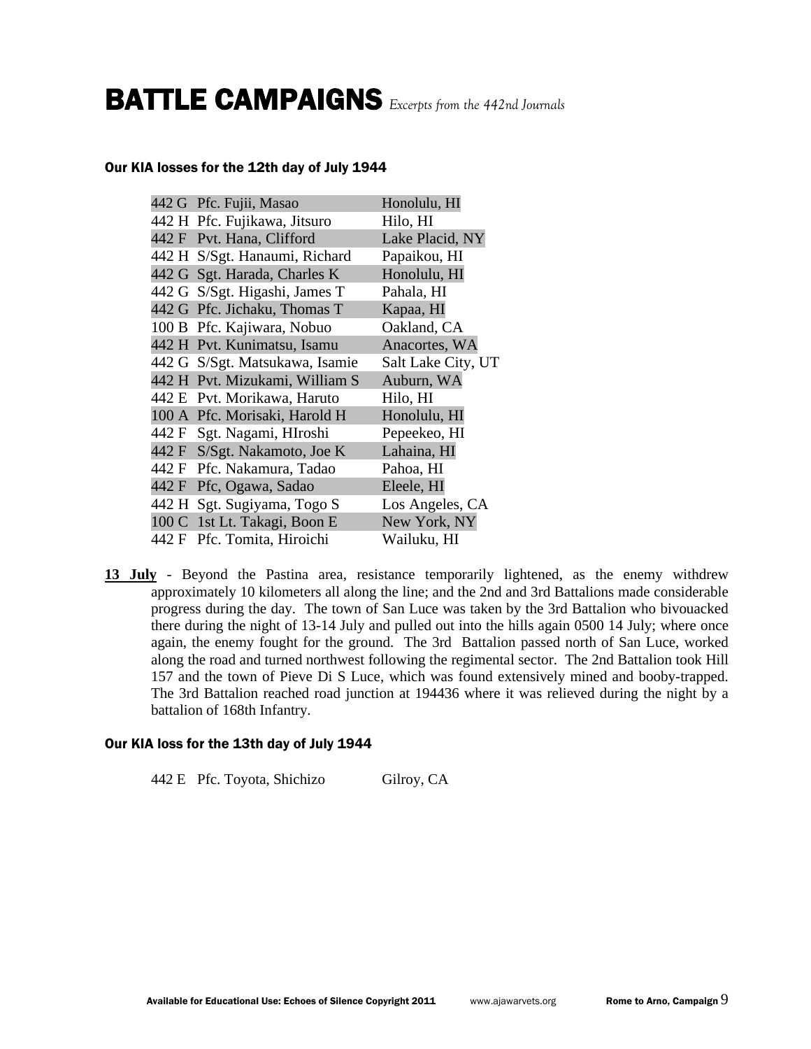# BATTLE CAMPAIGNS *Excerpts from the 442nd Journals*

### Our KIA losses for the 12th day of July 1944

| | | |
|---|---|---|
| 442 G | Pfc. Fujii, Masao | Honolulu, HI |
| 442 H | Pfc. Fujikawa, Jitsuro | Hilo, HI |
| 442 F | Pvt. Hana, Clifford | Lake Placid, NY |
| 442 H | S/Sgt. Hanaumi, Richard | Papaikou, HI |
| 442 G | Sgt. Harada, Charles K | Honolulu, HI |
| 442 G | S/Sgt. Higashi, James T | Pahala, HI |
| 442 G | Pfc. Jichaku, Thomas T | Kapaa, HI |
| 100 B | Pfc. Kajiwara, Nobuo | Oakland, CA |
| 442 H | Pvt. Kunimatsu, Isamu | Anacortes, WA |
| 442 G | S/Sgt. Matsukawa, Isamie | Salt Lake City, UT |
| 442 H | Pvt. Mizukami, William S | Auburn, WA |
| 442 E | Pvt. Morikawa, Haruto | Hilo, HI |
| 100 A | Pfc. Morisaki, Harold H | Honolulu, HI |
| 442 F | Sgt. Nagami, HIroshi | Pepeekeo, HI |
| 442 F | S/Sgt. Nakamoto, Joe K | Lahaina, HI |
| 442 F | Pfc. Nakamura, Tadao | Pahoa, HI |
| 442 F | Pfc, Ogawa, Sadao | Eleele, HI |
| 442 H | Sgt. Sugiyama, Togo S | Los Angeles, CA |
| 100 C | 1st Lt. Takagi, Boon E | New York, NY |
| 442 F | Pfc. Tomita, Hiroichi | Wailuku, HI |

**13 July** - Beyond the Pastina area, resistance temporarily lightened, as the enemy withdrew approximately 10 kilometers all along the line; and the 2nd and 3rd Battalions made considerable progress during the day. The town of San Luce was taken by the 3rd Battalion who bivouacked there during the night of 13-14 July and pulled out into the hills again 0500 14 July; where once again, the enemy fought for the ground. The 3rd Battalion passed north of San Luce, worked along the road and turned northwest following the regimental sector. The 2nd Battalion took Hill 157 and the town of Pieve Di S Luce, which was found extensively mined and booby-trapped. The 3rd Battalion reached road junction at 194436 where it was relieved during the night by a battalion of 168th Infantry.

### Our KIA loss for the 13th day of July 1944

| | | |
|---|---|---|
| 442 E | Pfc. Toyota, Shichizo | Gilroy, CA |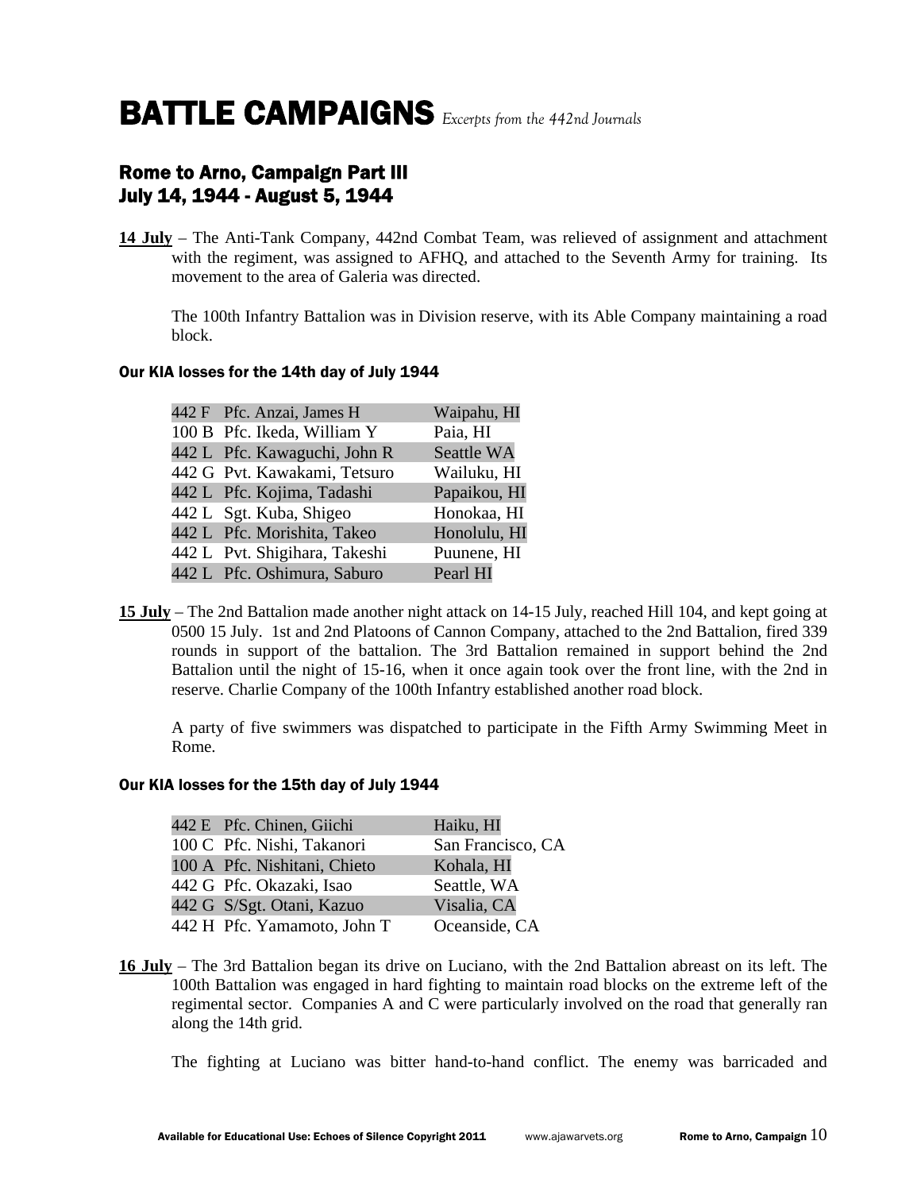# BATTLE CAMPAIGNS *Excerpts from the 442nd Journals*

## Rome to Arno, Campaign Part III
## July 14, 1944 - August 5, 1944

**14 July** – The Anti-Tank Company, 442nd Combat Team, was relieved of assignment and attachment with the regiment, was assigned to AFHQ, and attached to the Seventh Army for training. Its movement to the area of Galeria was directed.

The 100th Infantry Battalion was in Division reserve, with its Able Company maintaining a road block.

#### Our KIA losses for the 14th day of July 1944

| Unit | Name | Hometown |
|---|---|---|
| 442 F | Pfc. Anzai, James H | Waipahu, HI |
| 100 B | Pfc. Ikeda, William Y | Paia, HI |
| 442 L | Pfc. Kawaguchi, John R | Seattle WA |
| 442 G | Pvt. Kawakami, Tetsuro | Wailuku, HI |
| 442 L | Pfc. Kojima, Tadashi | Papaikou, HI |
| 442 L | Sgt. Kuba, Shigeo | Honokaa, HI |
| 442 L | Pfc. Morishita, Takeo | Honolulu, HI |
| 442 L | Pvt. Shigihara, Takeshi | Puunene, HI |
| 442 L | Pfc. Oshimura, Saburo | Pearl HI |

**15 July** – The 2nd Battalion made another night attack on 14-15 July, reached Hill 104, and kept going at 0500 15 July. 1st and 2nd Platoons of Cannon Company, attached to the 2nd Battalion, fired 339 rounds in support of the battalion. The 3rd Battalion remained in support behind the 2nd Battalion until the night of 15-16, when it once again took over the front line, with the 2nd in reserve. Charlie Company of the 100th Infantry established another road block.

A party of five swimmers was dispatched to participate in the Fifth Army Swimming Meet in Rome.

#### Our KIA losses for the 15th day of July 1944

| Unit | Name | Hometown |
|---|---|---|
| 442 E | Pfc. Chinen, Giichi | Haiku, HI |
| 100 C | Pfc. Nishi, Takanori | San Francisco, CA |
| 100 A | Pfc. Nishitani, Chieto | Kohala, HI |
| 442 G | Pfc. Okazaki, Isao | Seattle, WA |
| 442 G | S/Sgt. Otani, Kazuo | Visalia, CA |
| 442 H | Pfc. Yamamoto, John T | Oceanside, CA |

**16 July** – The 3rd Battalion began its drive on Luciano, with the 2nd Battalion abreast on its left. The 100th Battalion was engaged in hard fighting to maintain road blocks on the extreme left of the regimental sector. Companies A and C were particularly involved on the road that generally ran along the 14th grid.

The fighting at Luciano was bitter hand-to-hand conflict. The enemy was barricaded and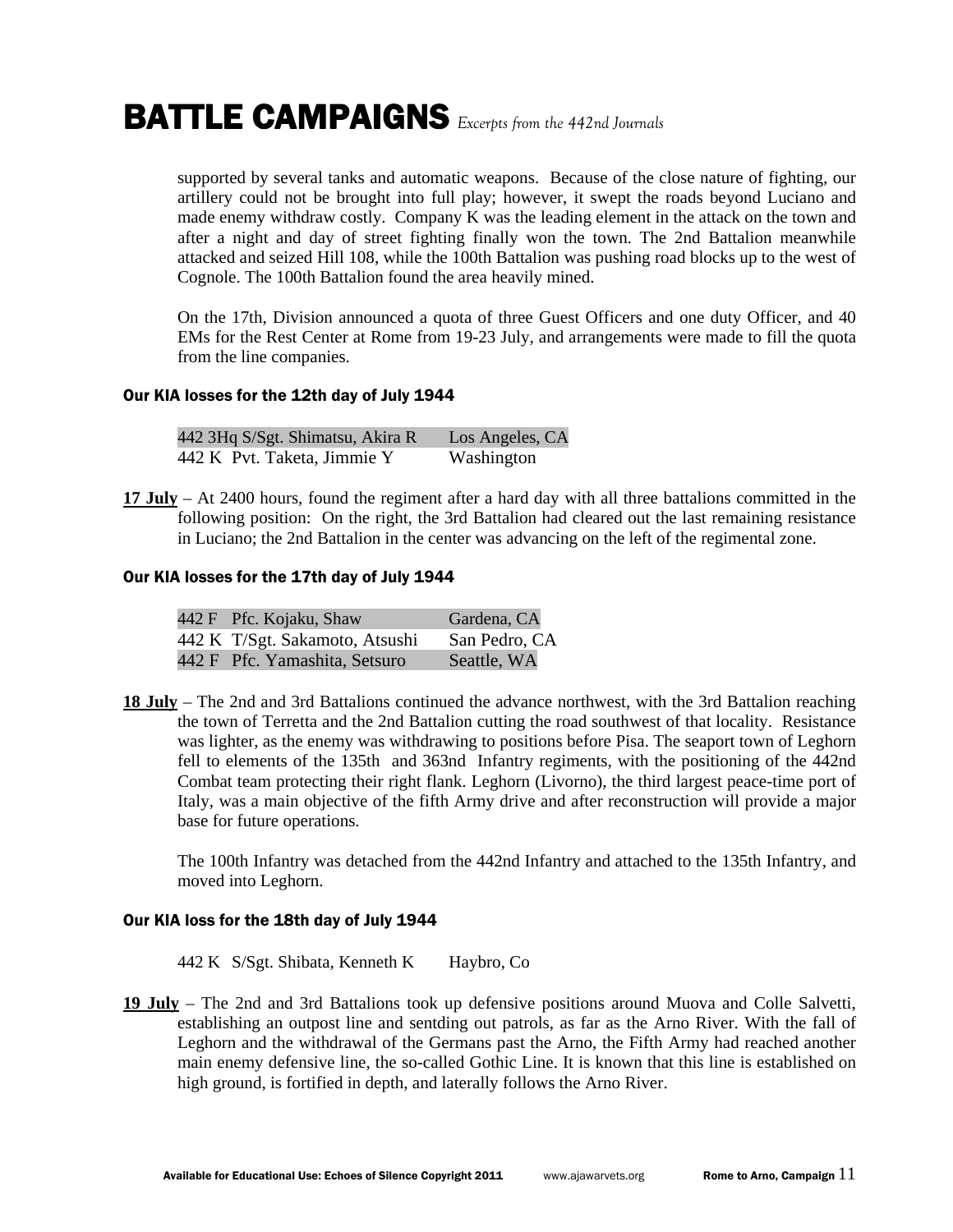# BATTLE CAMPAIGNS *Excerpts from the 442nd Journals*

supported by several tanks and automatic weapons. Because of the close nature of fighting, our artillery could not be brought into full play; however, it swept the roads beyond Luciano and made enemy withdraw costly. Company K was the leading element in the attack on the town and after a night and day of street fighting finally won the town. The 2nd Battalion meanwhile attacked and seized Hill 108, while the 100th Battalion was pushing road blocks up to the west of Cognole. The 100th Battalion found the area heavily mined.

On the 17th, Division announced a quota of three Guest Officers and one duty Officer, and 40 EMs for the Rest Center at Rome from 19-23 July, and arrangements were made to fill the quota from the line companies.

#### Our KIA losses for the 12th day of July 1944

| | |
|---|---|
| 442 3Hq S/Sgt. Shimatsu, Akira R | Los Angeles, CA |
| 442 K Pvt. Taketa, Jimmie Y | Washington |

**17 July** – At 2400 hours, found the regiment after a hard day with all three battalions committed in the following position: On the right, the 3rd Battalion had cleared out the last remaining resistance in Luciano; the 2nd Battalion in the center was advancing on the left of the regimental zone.

#### Our KIA losses for the 17th day of July 1944

| | |
|---|---|
| 442 F Pfc. Kojaku, Shaw | Gardena, CA |
| 442 K T/Sgt. Sakamoto, Atsushi | San Pedro, CA |
| 442 F Pfc. Yamashita, Setsuro | Seattle, WA |

**18 July** – The 2nd and 3rd Battalions continued the advance northwest, with the 3rd Battalion reaching the town of Terretta and the 2nd Battalion cutting the road southwest of that locality. Resistance was lighter, as the enemy was withdrawing to positions before Pisa. The seaport town of Leghorn fell to elements of the 135th and 363nd Infantry regiments, with the positioning of the 442nd Combat team protecting their right flank. Leghorn (Livorno), the third largest peace-time port of Italy, was a main objective of the fifth Army drive and after reconstruction will provide a major base for future operations.

The 100th Infantry was detached from the 442nd Infantry and attached to the 135th Infantry, and moved into Leghorn.

#### Our KIA loss for the 18th day of July 1944

| | |
|---|---|
| 442 K S/Sgt. Shibata, Kenneth K | Haybro, Co |

**19 July** – The 2nd and 3rd Battalions took up defensive positions around Muova and Colle Salvetti, establishing an outpost line and sentding out patrols, as far as the Arno River. With the fall of Leghorn and the withdrawal of the Germans past the Arno, the Fifth Army had reached another main enemy defensive line, the so-called Gothic Line. It is known that this line is established on high ground, is fortified in depth, and laterally follows the Arno River.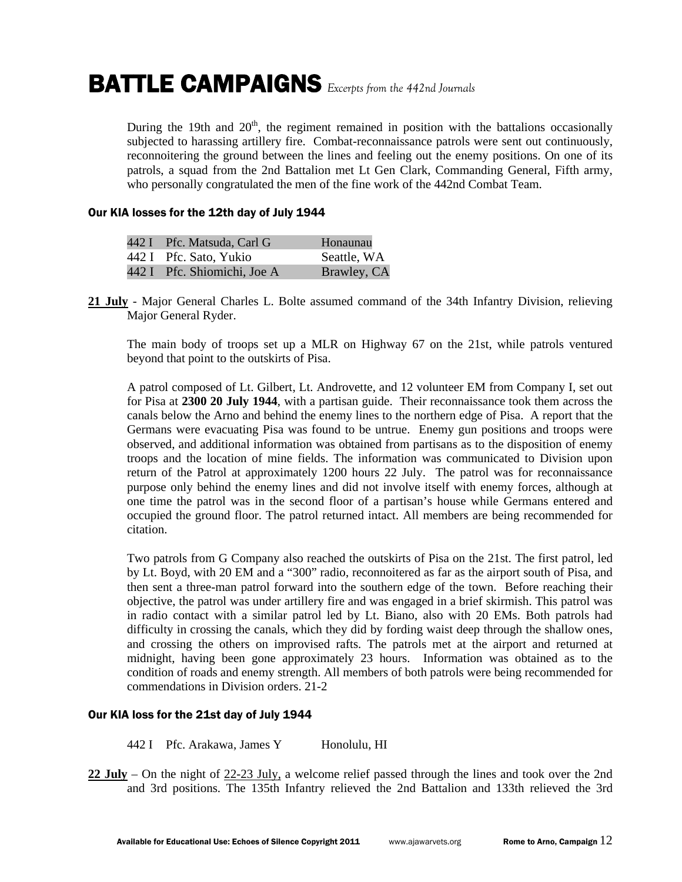# BATTLE CAMPAIGNS *Excerpts from the 442nd Journals*

During the 19th and 20th, the regiment remained in position with the battalions occasionally subjected to harassing artillery fire. Combat-reconnaissance patrols were sent out continuously, reconnoitering the ground between the lines and feeling out the enemy positions. On one of its patrols, a squad from the 2nd Battalion met Lt Gen Clark, Commanding General, Fifth army, who personally congratulated the men of the fine work of the 442nd Combat Team.

### Our KIA losses for the 12th day of July 1944

| | | |
|---|---|---|
| 442 I | Pfc. Matsuda, Carl G | Honaunau |
| 442 I | Pfc. Sato, Yukio | Seattle, WA |
| 442 I | Pfc. Shiomichi, Joe A | Brawley, CA |

**21 July** - Major General Charles L. Bolte assumed command of the 34th Infantry Division, relieving Major General Ryder.

The main body of troops set up a MLR on Highway 67 on the 21st, while patrols ventured beyond that point to the outskirts of Pisa.

A patrol composed of Lt. Gilbert, Lt. Androvette, and 12 volunteer EM from Company I, set out for Pisa at **2300 20 July 1944**, with a partisan guide. Their reconnaissance took them across the canals below the Arno and behind the enemy lines to the northern edge of Pisa. A report that the Germans were evacuating Pisa was found to be untrue. Enemy gun positions and troops were observed, and additional information was obtained from partisans as to the disposition of enemy troops and the location of mine fields. The information was communicated to Division upon return of the Patrol at approximately 1200 hours 22 July. The patrol was for reconnaissance purpose only behind the enemy lines and did not involve itself with enemy forces, although at one time the patrol was in the second floor of a partisan's house while Germans entered and occupied the ground floor. The patrol returned intact. All members are being recommended for citation.

Two patrols from G Company also reached the outskirts of Pisa on the 21st. The first patrol, led by Lt. Boyd, with 20 EM and a "300" radio, reconnoitered as far as the airport south of Pisa, and then sent a three-man patrol forward into the southern edge of the town. Before reaching their objective, the patrol was under artillery fire and was engaged in a brief skirmish. This patrol was in radio contact with a similar patrol led by Lt. Biano, also with 20 EMs. Both patrols had difficulty in crossing the canals, which they did by fording waist deep through the shallow ones, and crossing the others on improvised rafts. The patrols met at the airport and returned at midnight, having been gone approximately 23 hours. Information was obtained as to the condition of roads and enemy strength. All members of both patrols were being recommended for commendations in Division orders. 21-2

### Our KIA loss for the 21st day of July 1944

| | | |
|---|---|---|
| 442 I | Pfc. Arakawa, James Y | Honolulu, HI |

**22 July** – On the night of 22-23 July, a welcome relief passed through the lines and took over the 2nd and 3rd positions. The 135th Infantry relieved the 2nd Battalion and 133th relieved the 3rd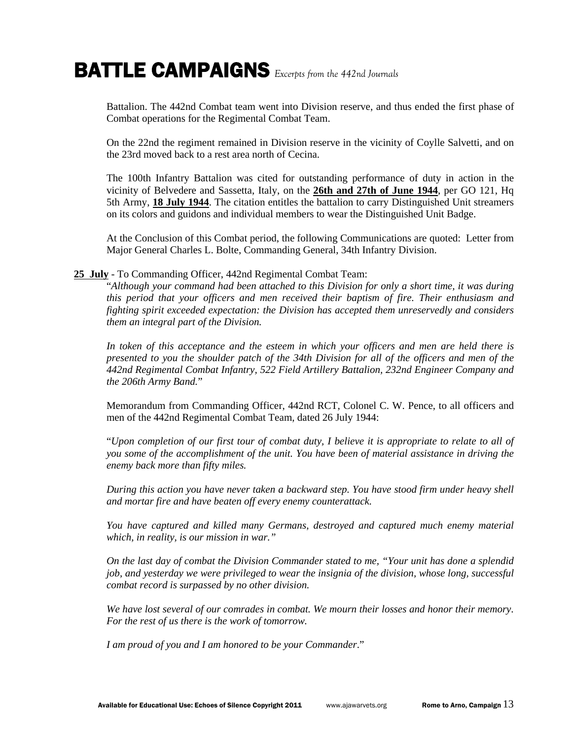Battalion. The 442nd Combat team went into Division reserve, and thus ended the first phase of Combat operations for the Regimental Combat Team.

On the 22nd the regiment remained in Division reserve in the vicinity of Coylle Salvetti, and on the 23rd moved back to a rest area north of Cecina.

The 100th Infantry Battalion was cited for outstanding performance of duty in action in the vicinity of Belvedere and Sassetta, Italy, on the **26th and 27th of June 1944**, per GO 121, Hq 5th Army, **18 July 1944**. The citation entitles the battalion to carry Distinguished Unit streamers on its colors and guidons and individual members to wear the Distinguished Unit Badge.

At the Conclusion of this Combat period, the following Communications are quoted: Letter from Major General Charles L. Bolte, Commanding General, 34th Infantry Division.

**25 July** - To Commanding Officer, 442nd Regimental Combat Team:

"*Although your command had been attached to this Division for only a short time, it was during this period that your officers and men received their baptism of fire. Their enthusiasm and fighting spirit exceeded expectation: the Division has accepted them unreservedly and considers them an integral part of the Division.*

*In token of this acceptance and the esteem in which your officers and men are held there is presented to you the shoulder patch of the 34th Division for all of the officers and men of the 442nd Regimental Combat Infantry, 522 Field Artillery Battalion, 232nd Engineer Company and the 206th Army Band.*"

Memorandum from Commanding Officer, 442nd RCT, Colonel C. W. Pence, to all officers and men of the 442nd Regimental Combat Team, dated 26 July 1944:

"*Upon completion of our first tour of combat duty, I believe it is appropriate to relate to all of you some of the accomplishment of the unit. You have been of material assistance in driving the enemy back more than fifty miles.*

*During this action you have never taken a backward step. You have stood firm under heavy shell and mortar fire and have beaten off every enemy counterattack.*

*You have captured and killed many Germans, destroyed and captured much enemy material which, in reality, is our mission in war."*

*On the last day of combat the Division Commander stated to me, "Your unit has done a splendid job, and yesterday we were privileged to wear the insignia of the division, whose long, successful combat record is surpassed by no other division.*

*We have lost several of our comrades in combat. We mourn their losses and honor their memory. For the rest of us there is the work of tomorrow.*

*I am proud of you and I am honored to be your Commander*."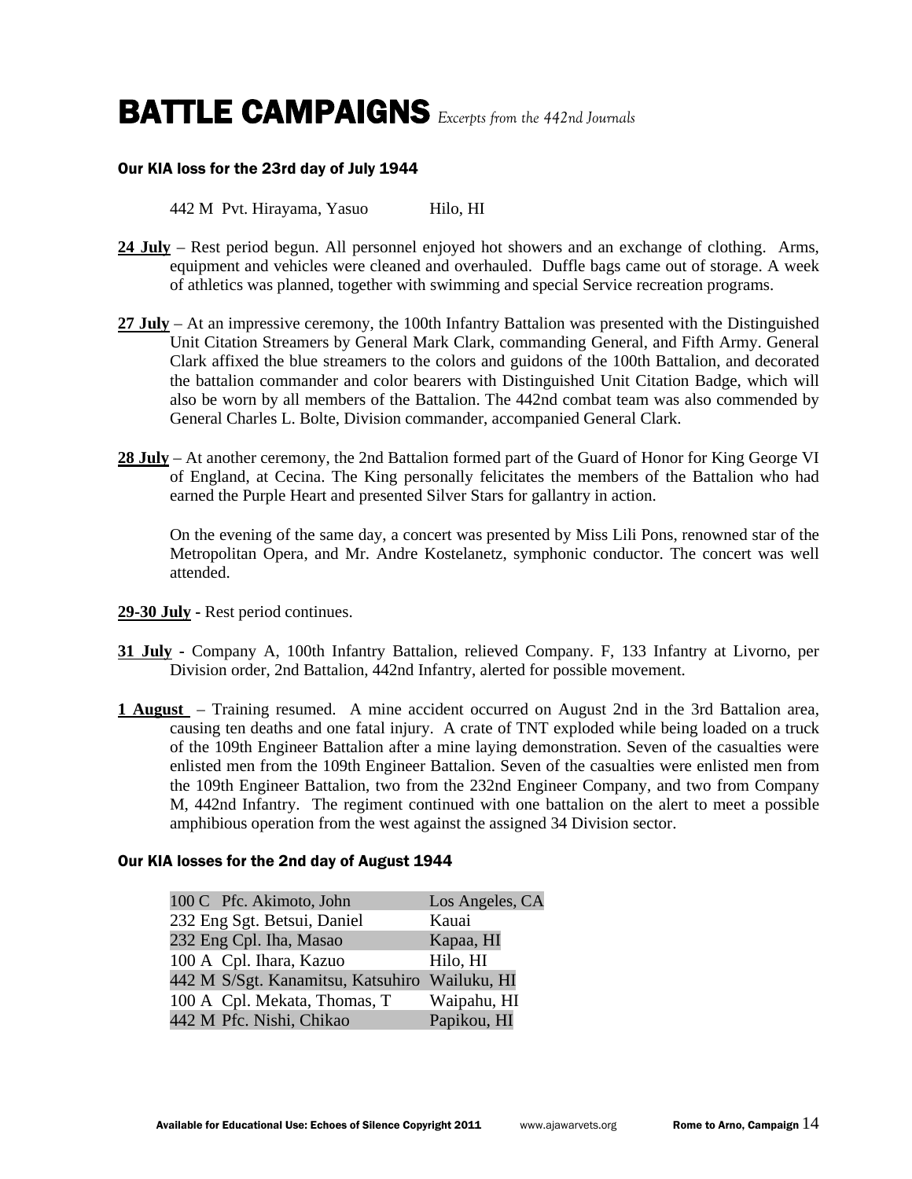# BATTLE CAMPAIGNS *Excerpts from the 442nd Journals*

### Our KIA loss for the 23rd day of July 1944

442 M Pvt. Hirayama, Yasuo Hilo, HI

**24 July** – Rest period begun. All personnel enjoyed hot showers and an exchange of clothing. Arms, equipment and vehicles were cleaned and overhauled. Duffle bags came out of storage. A week of athletics was planned, together with swimming and special Service recreation programs.

**27 July** – At an impressive ceremony, the 100th Infantry Battalion was presented with the Distinguished Unit Citation Streamers by General Mark Clark, commanding General, and Fifth Army. General Clark affixed the blue streamers to the colors and guidons of the 100th Battalion, and decorated the battalion commander and color bearers with Distinguished Unit Citation Badge, which will also be worn by all members of the Battalion. The 442nd combat team was also commended by General Charles L. Bolte, Division commander, accompanied General Clark.

**28 July** – At another ceremony, the 2nd Battalion formed part of the Guard of Honor for King George VI of England, at Cecina. The King personally felicitates the members of the Battalion who had earned the Purple Heart and presented Silver Stars for gallantry in action.

On the evening of the same day, a concert was presented by Miss Lili Pons, renowned star of the Metropolitan Opera, and Mr. Andre Kostelanetz, symphonic conductor. The concert was well attended.

**29-30 July** - Rest period continues.

**31 July** - Company A, 100th Infantry Battalion, relieved Company. F, 133 Infantry at Livorno, per Division order, 2nd Battalion, 442nd Infantry, alerted for possible movement.

**1 August** – Training resumed. A mine accident occurred on August 2nd in the 3rd Battalion area, causing ten deaths and one fatal injury. A crate of TNT exploded while being loaded on a truck of the 109th Engineer Battalion after a mine laying demonstration. Seven of the casualties were enlisted men from the 109th Engineer Battalion. Seven of the casualties were enlisted men from the 109th Engineer Battalion, two from the 232nd Engineer Company, and two from Company M, 442nd Infantry. The regiment continued with one battalion on the alert to meet a possible amphibious operation from the west against the assigned 34 Division sector.

### Our KIA losses for the 2nd day of August 1944

| Name | Hometown |
|---|---|
| 100 C Pfc. Akimoto, John | Los Angeles, CA |
| 232 Eng Sgt. Betsui, Daniel | Kauai |
| 232 Eng Cpl. Iha, Masao | Kapaa, HI |
| 100 A Cpl. Ihara, Kazuo | Hilo, HI |
| 442 M S/Sgt. Kanamitsu, Katsuhiro | Wailuku, HI |
| 100 A Cpl. Mekata, Thomas, T | Waipahu, HI |
| 442 M Pfc. Nishi, Chikao | Papikou, HI |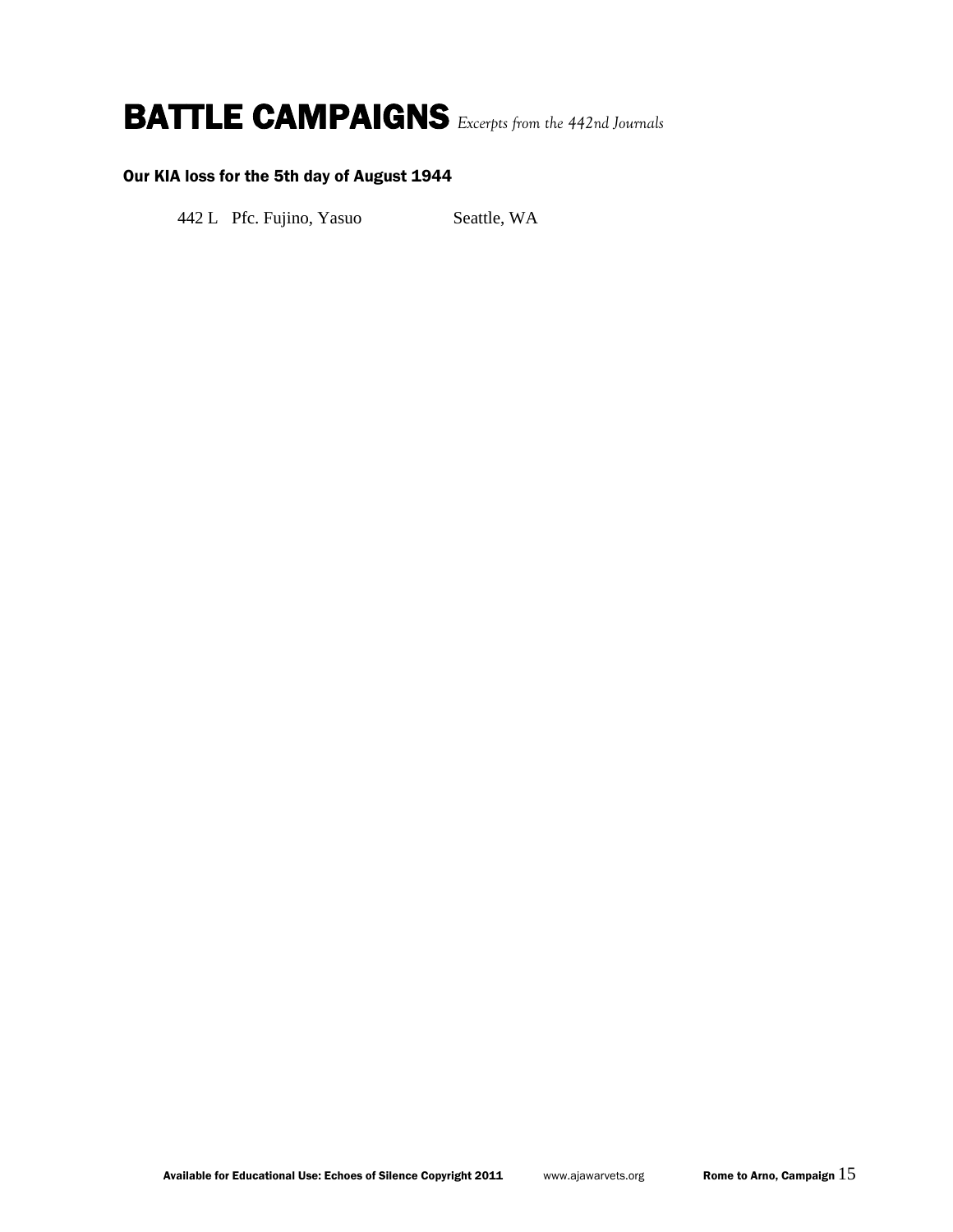# BATTLE CAMPAIGNS *Excerpts from the 442nd Journals*

### Our KIA loss for the 5th day of August 1944

442 L   Pfc. Fujino, Yasuo   Seattle, WA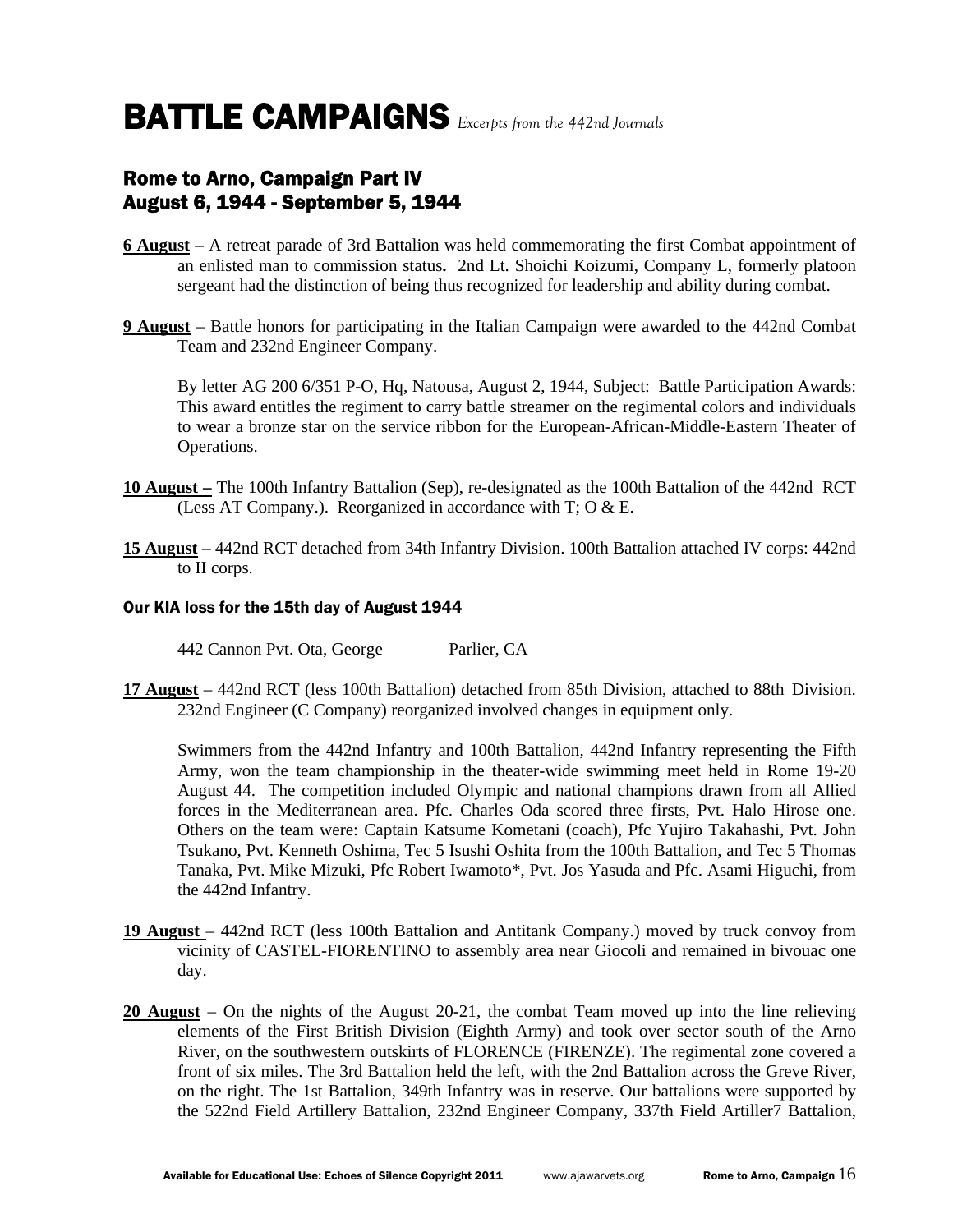# BATTLE CAMPAIGNS *Excerpts from the 442nd Journals*

## Rome to Arno, Campaign Part IV
## August 6, 1944 - September 5, 1944

**6 August** – A retreat parade of 3rd Battalion was held commemorating the first Combat appointment of an enlisted man to commission status**.** 2nd Lt. Shoichi Koizumi, Company L, formerly platoon sergeant had the distinction of being thus recognized for leadership and ability during combat.

**9 August** – Battle honors for participating in the Italian Campaign were awarded to the 442nd Combat Team and 232nd Engineer Company.

By letter AG 200 6/351 P-O, Hq, Natousa, August 2, 1944, Subject: Battle Participation Awards: This award entitles the regiment to carry battle streamer on the regimental colors and individuals to wear a bronze star on the service ribbon for the European-African-Middle-Eastern Theater of Operations.

**10 August –** The 100th Infantry Battalion (Sep), re-designated as the 100th Battalion of the 442nd RCT (Less AT Company.). Reorganized in accordance with T; O & E.

**15 August** – 442nd RCT detached from 34th Infantry Division. 100th Battalion attached IV corps: 442nd to II corps.

#### Our KIA loss for the 15th day of August 1944

442 Cannon Pvt. Ota, George Parlier, CA

**17 August** – 442nd RCT (less 100th Battalion) detached from 85th Division, attached to 88th Division. 232nd Engineer (C Company) reorganized involved changes in equipment only.

Swimmers from the 442nd Infantry and 100th Battalion, 442nd Infantry representing the Fifth Army, won the team championship in the theater-wide swimming meet held in Rome 19-20 August 44. The competition included Olympic and national champions drawn from all Allied forces in the Mediterranean area. Pfc. Charles Oda scored three firsts, Pvt. Halo Hirose one. Others on the team were: Captain Katsume Kometani (coach), Pfc Yujiro Takahashi, Pvt. John Tsukano, Pvt. Kenneth Oshima, Tec 5 Isushi Oshita from the 100th Battalion, and Tec 5 Thomas Tanaka, Pvt. Mike Mizuki, Pfc Robert Iwamoto*, Pvt. Jos Yasuda and Pfc. Asami Higuchi, from the 442nd Infantry.

**19 August** – 442nd RCT (less 100th Battalion and Antitank Company.) moved by truck convoy from vicinity of CASTEL-FIORENTINO to assembly area near Giocoli and remained in bivouac one day.

**20 August** – On the nights of the August 20-21, the combat Team moved up into the line relieving elements of the First British Division (Eighth Army) and took over sector south of the Arno River, on the southwestern outskirts of FLORENCE (FIRENZE). The regimental zone covered a front of six miles. The 3rd Battalion held the left, with the 2nd Battalion across the Greve River, on the right. The 1st Battalion, 349th Infantry was in reserve. Our battalions were supported by the 522nd Field Artillery Battalion, 232nd Engineer Company, 337th Field Artiller7 Battalion,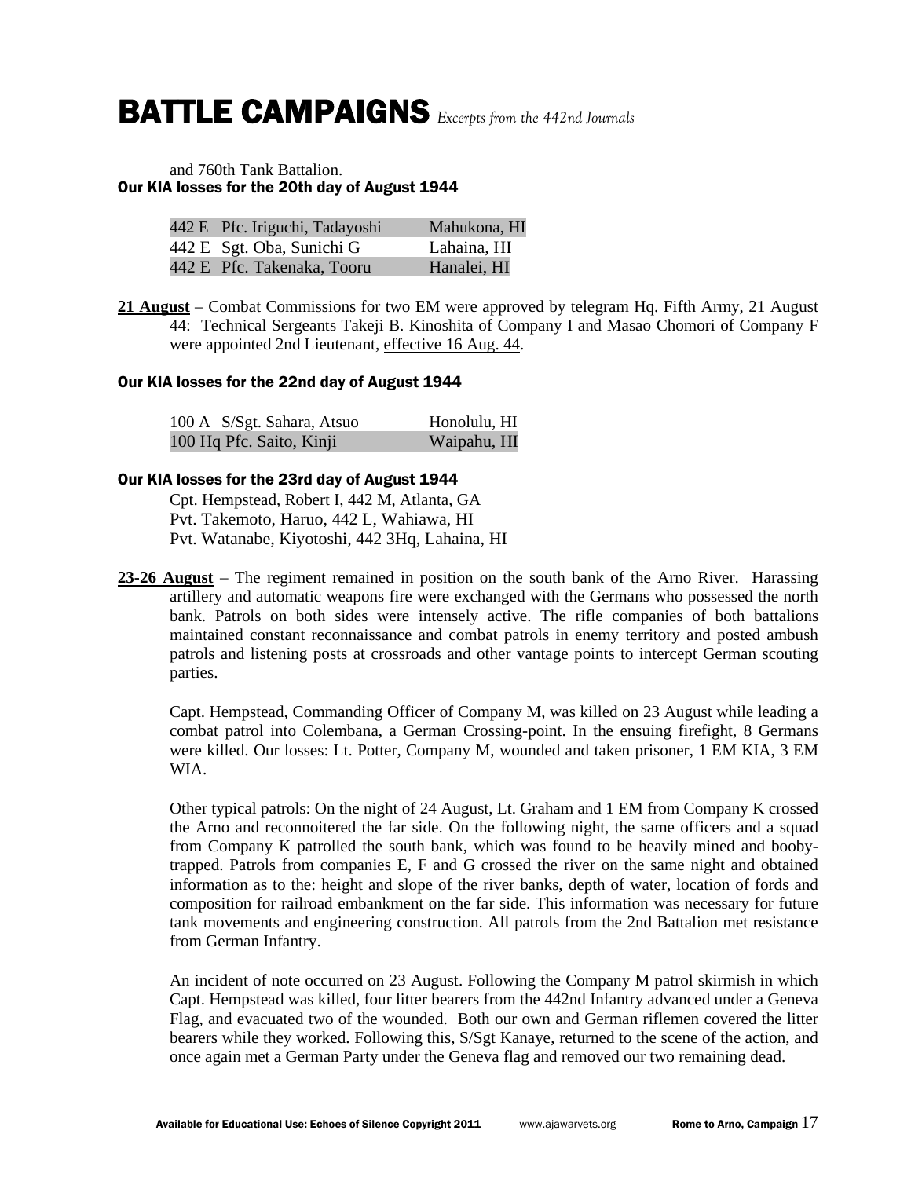# BATTLE CAMPAIGNS *Excerpts from the 442nd Journals*

and 760th Tank Battalion.

### Our KIA losses for the 20th day of August 1944

| | | |
|---|---|---|
| 442 E | Pfc. Iriguchi, Tadayoshi | Mahukona, HI |
| 442 E | Sgt. Oba, Sunichi G | Lahaina, HI |
| 442 E | Pfc. Takenaka, Tooru | Hanalei, HI |

**21 August** – Combat Commissions for two EM were approved by telegram Hq. Fifth Army, 21 August 44: Technical Sergeants Takeji B. Kinoshita of Company I and Masao Chomori of Company F were appointed 2nd Lieutenant, effective 16 Aug. 44.

### Our KIA losses for the 22nd day of August 1944

| | | |
|---|---|---|
| 100 A | S/Sgt. Sahara, Atsuo | Honolulu, HI |
| 100 Hq | Pfc. Saito, Kinji | Waipahu, HI |

### Our KIA losses for the 23rd day of August 1944

Cpt. Hempstead, Robert I, 442 M, Atlanta, GA
Pvt. Takemoto, Haruo, 442 L, Wahiawa, HI
Pvt. Watanabe, Kiyotoshi, 442 3Hq, Lahaina, HI

**23-26 August** – The regiment remained in position on the south bank of the Arno River. Harassing artillery and automatic weapons fire were exchanged with the Germans who possessed the north bank. Patrols on both sides were intensely active. The rifle companies of both battalions maintained constant reconnaissance and combat patrols in enemy territory and posted ambush patrols and listening posts at crossroads and other vantage points to intercept German scouting parties.

Capt. Hempstead, Commanding Officer of Company M, was killed on 23 August while leading a combat patrol into Colembana, a German Crossing-point. In the ensuing firefight, 8 Germans were killed. Our losses: Lt. Potter, Company M, wounded and taken prisoner, 1 EM KIA, 3 EM WIA.

Other typical patrols: On the night of 24 August, Lt. Graham and 1 EM from Company K crossed the Arno and reconnoitered the far side. On the following night, the same officers and a squad from Company K patrolled the south bank, which was found to be heavily mined and booby-trapped. Patrols from companies E, F and G crossed the river on the same night and obtained information as to the: height and slope of the river banks, depth of water, location of fords and composition for railroad embankment on the far side. This information was necessary for future tank movements and engineering construction. All patrols from the 2nd Battalion met resistance from German Infantry.

An incident of note occurred on 23 August. Following the Company M patrol skirmish in which Capt. Hempstead was killed, four litter bearers from the 442nd Infantry advanced under a Geneva Flag, and evacuated two of the wounded. Both our own and German riflemen covered the litter bearers while they worked. Following this, S/Sgt Kanaye, returned to the scene of the action, and once again met a German Party under the Geneva flag and removed our two remaining dead.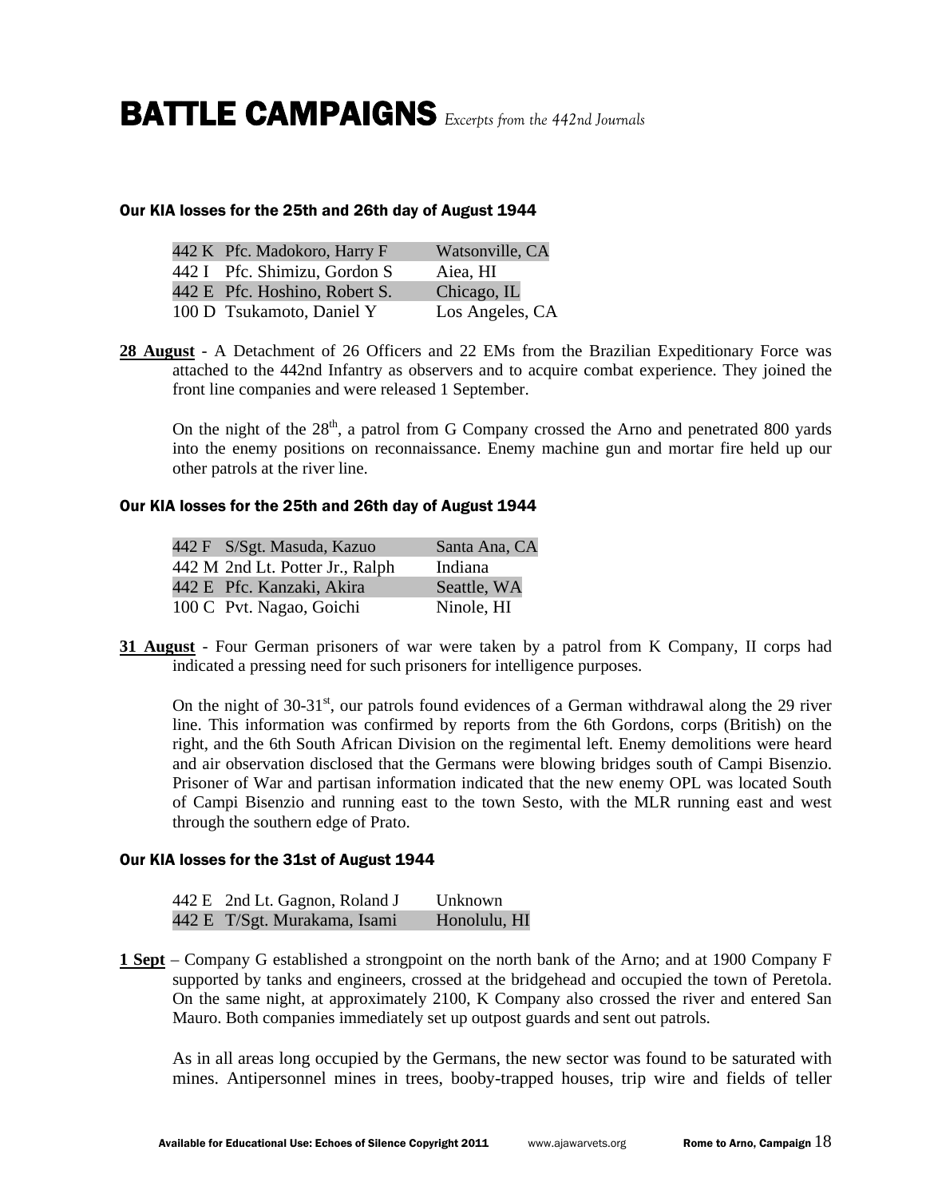# BATTLE CAMPAIGNS *Excerpts from the 442nd Journals*

### Our KIA losses for the 25th and 26th day of August 1944

| Unit | Name | Hometown |
|---|---|---|
| 442 K | Pfc. Madokoro, Harry F | Watsonville, CA |
| 442 I | Pfc. Shimizu, Gordon S | Aiea, HI |
| 442 E | Pfc. Hoshino, Robert S. | Chicago, IL |
| 100 D | Tsukamoto, Daniel Y | Los Angeles, CA |

**28 August** - A Detachment of 26 Officers and 22 EMs from the Brazilian Expeditionary Force was attached to the 442nd Infantry as observers and to acquire combat experience. They joined the front line companies and were released 1 September.

On the night of the 28th, a patrol from G Company crossed the Arno and penetrated 800 yards into the enemy positions on reconnaissance. Enemy machine gun and mortar fire held up our other patrols at the river line.

### Our KIA losses for the 25th and 26th day of August 1944

| Unit | Name | Hometown |
|---|---|---|
| 442 F | S/Sgt. Masuda, Kazuo | Santa Ana, CA |
| 442 M | 2nd Lt. Potter Jr., Ralph | Indiana |
| 442 E | Pfc. Kanzaki, Akira | Seattle, WA |
| 100 C | Pvt. Nagao, Goichi | Ninole, HI |

**31 August** - Four German prisoners of war were taken by a patrol from K Company, II corps had indicated a pressing need for such prisoners for intelligence purposes.

On the night of 30-31st, our patrols found evidences of a German withdrawal along the 29 river line. This information was confirmed by reports from the 6th Gordons, corps (British) on the right, and the 6th South African Division on the regimental left. Enemy demolitions were heard and air observation disclosed that the Germans were blowing bridges south of Campi Bisenzio. Prisoner of War and partisan information indicated that the new enemy OPL was located South of Campi Bisenzio and running east to the town Sesto, with the MLR running east and west through the southern edge of Prato.

### Our KIA losses for the 31st of August 1944

| Unit | Name | Hometown |
|---|---|---|
| 442 E | 2nd Lt. Gagnon, Roland J | Unknown |
| 442 E | T/Sgt. Murakama, Isami | Honolulu, HI |

**1 Sept** – Company G established a strongpoint on the north bank of the Arno; and at 1900 Company F supported by tanks and engineers, crossed at the bridgehead and occupied the town of Peretola. On the same night, at approximately 2100, K Company also crossed the river and entered San Mauro. Both companies immediately set up outpost guards and sent out patrols.

As in all areas long occupied by the Germans, the new sector was found to be saturated with mines. Antipersonnel mines in trees, booby-trapped houses, trip wire and fields of teller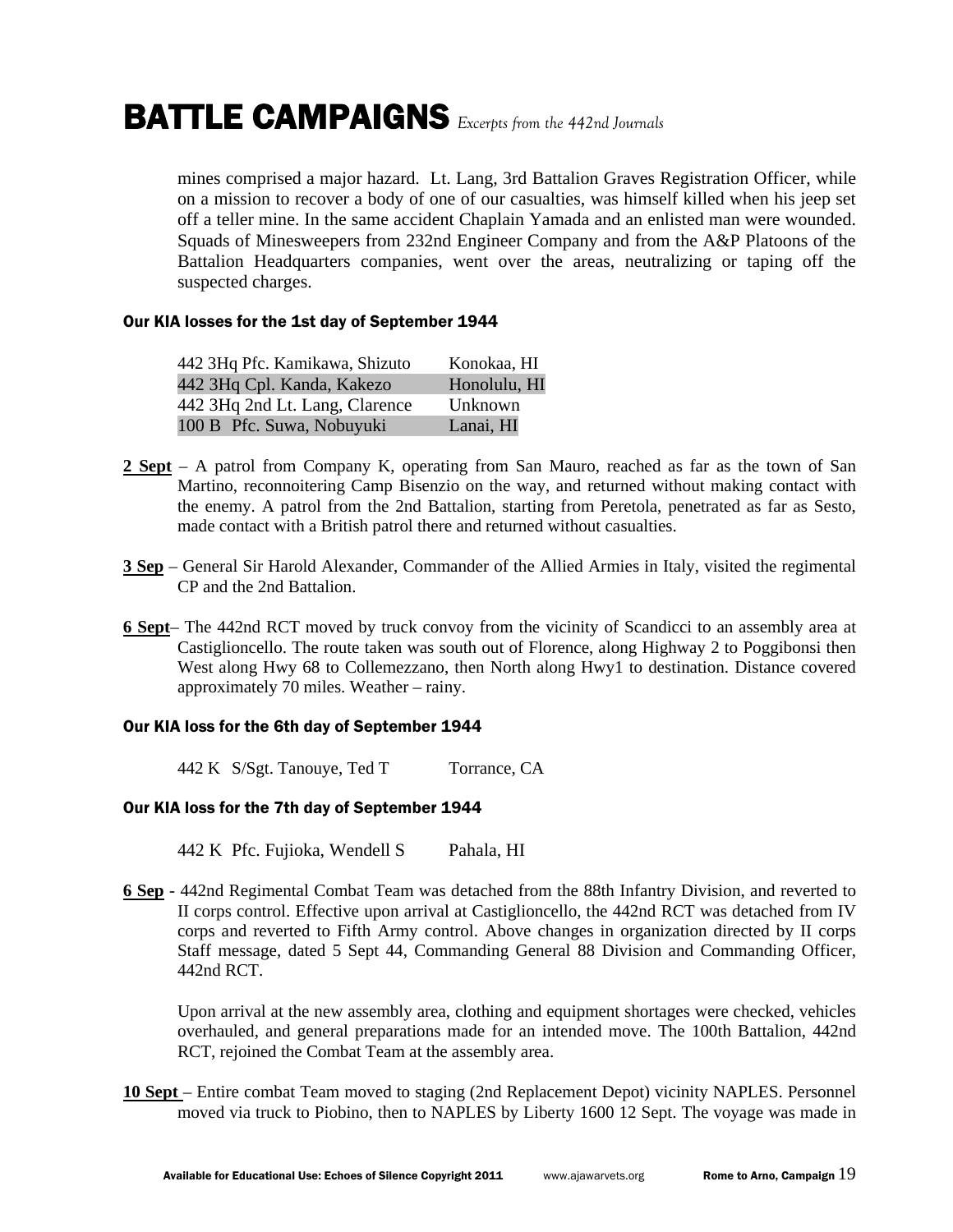mines comprised a major hazard. Lt. Lang, 3rd Battalion Graves Registration Officer, while on a mission to recover a body of one of our casualties, was himself killed when his jeep set off a teller mine. In the same accident Chaplain Yamada and an enlisted man were wounded. Squads of Minesweepers from 232nd Engineer Company and from the A&P Platoons of the Battalion Headquarters companies, went over the areas, neutralizing or taping off the suspected charges.

#### Our KIA losses for the 1st day of September 1944

| | |
|---|---|
| 442 3Hq Pfc. Kamikawa, Shizuto | Konokaa, HI |
| 442 3Hq Cpl. Kanda, Kakezo | Honolulu, HI |
| 442 3Hq 2nd Lt. Lang, Clarence | Unknown |
| 100 B Pfc. Suwa, Nobuyuki | Lanai, HI |

**2 Sept** – A patrol from Company K, operating from San Mauro, reached as far as the town of San Martino, reconnoitering Camp Bisenzio on the way, and returned without making contact with the enemy. A patrol from the 2nd Battalion, starting from Peretola, penetrated as far as Sesto, made contact with a British patrol there and returned without casualties.

**3 Sep** – General Sir Harold Alexander, Commander of the Allied Armies in Italy, visited the regimental CP and the 2nd Battalion.

**6 Sept**– The 442nd RCT moved by truck convoy from the vicinity of Scandicci to an assembly area at Castiglioncello. The route taken was south out of Florence, along Highway 2 to Poggibonsi then West along Hwy 68 to Collemezzano, then North along Hwy1 to destination. Distance covered approximately 70 miles. Weather – rainy.

#### Our KIA loss for the 6th day of September 1944

| | |
|---|---|
| 442 K S/Sgt. Tanouye, Ted T | Torrance, CA |

#### Our KIA loss for the 7th day of September 1944

| | |
|---|---|
| 442 K Pfc. Fujioka, Wendell S | Pahala, HI |

**6 Sep** - 442nd Regimental Combat Team was detached from the 88th Infantry Division, and reverted to II corps control. Effective upon arrival at Castiglioncello, the 442nd RCT was detached from IV corps and reverted to Fifth Army control. Above changes in organization directed by II corps Staff message, dated 5 Sept 44, Commanding General 88 Division and Commanding Officer, 442nd RCT.

Upon arrival at the new assembly area, clothing and equipment shortages were checked, vehicles overhauled, and general preparations made for an intended move. The 100th Battalion, 442nd RCT, rejoined the Combat Team at the assembly area.

**10 Sept** – Entire combat Team moved to staging (2nd Replacement Depot) vicinity NAPLES. Personnel moved via truck to Piobino, then to NAPLES by Liberty 1600 12 Sept. The voyage was made in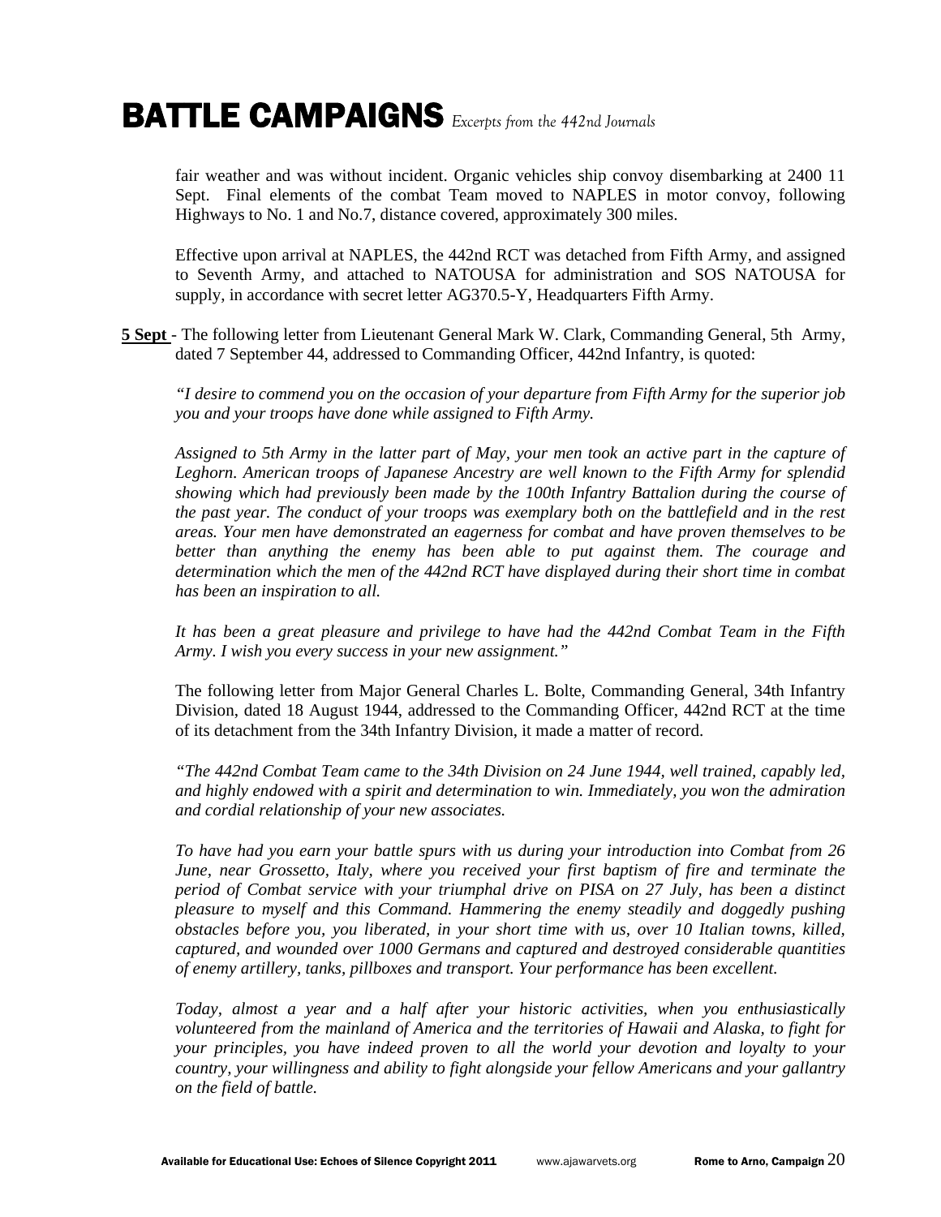fair weather and was without incident. Organic vehicles ship convoy disembarking at 2400 11 Sept. Final elements of the combat Team moved to NAPLES in motor convoy, following Highways to No. 1 and No.7, distance covered, approximately 300 miles.

Effective upon arrival at NAPLES, the 442nd RCT was detached from Fifth Army, and assigned to Seventh Army, and attached to NATOUSA for administration and SOS NATOUSA for supply, in accordance with secret letter AG370.5-Y, Headquarters Fifth Army.

**5 Sept** - The following letter from Lieutenant General Mark W. Clark, Commanding General, 5th Army, dated 7 September 44, addressed to Commanding Officer, 442nd Infantry, is quoted:

*"I desire to commend you on the occasion of your departure from Fifth Army for the superior job you and your troops have done while assigned to Fifth Army.*

*Assigned to 5th Army in the latter part of May, your men took an active part in the capture of Leghorn. American troops of Japanese Ancestry are well known to the Fifth Army for splendid showing which had previously been made by the 100th Infantry Battalion during the course of the past year. The conduct of your troops was exemplary both on the battlefield and in the rest areas. Your men have demonstrated an eagerness for combat and have proven themselves to be better than anything the enemy has been able to put against them. The courage and determination which the men of the 442nd RCT have displayed during their short time in combat has been an inspiration to all.*

*It has been a great pleasure and privilege to have had the 442nd Combat Team in the Fifth Army. I wish you every success in your new assignment."*

The following letter from Major General Charles L. Bolte, Commanding General, 34th Infantry Division, dated 18 August 1944, addressed to the Commanding Officer, 442nd RCT at the time of its detachment from the 34th Infantry Division, it made a matter of record.

*"The 442nd Combat Team came to the 34th Division on 24 June 1944, well trained, capably led, and highly endowed with a spirit and determination to win. Immediately, you won the admiration and cordial relationship of your new associates.*

*To have had you earn your battle spurs with us during your introduction into Combat from 26 June, near Grossetto, Italy, where you received your first baptism of fire and terminate the period of Combat service with your triumphal drive on PISA on 27 July, has been a distinct pleasure to myself and this Command. Hammering the enemy steadily and doggedly pushing obstacles before you, you liberated, in your short time with us, over 10 Italian towns, killed, captured, and wounded over 1000 Germans and captured and destroyed considerable quantities of enemy artillery, tanks, pillboxes and transport. Your performance has been excellent.*

*Today, almost a year and a half after your historic activities, when you enthusiastically volunteered from the mainland of America and the territories of Hawaii and Alaska, to fight for your principles, you have indeed proven to all the world your devotion and loyalty to your country, your willingness and ability to fight alongside your fellow Americans and your gallantry on the field of battle.*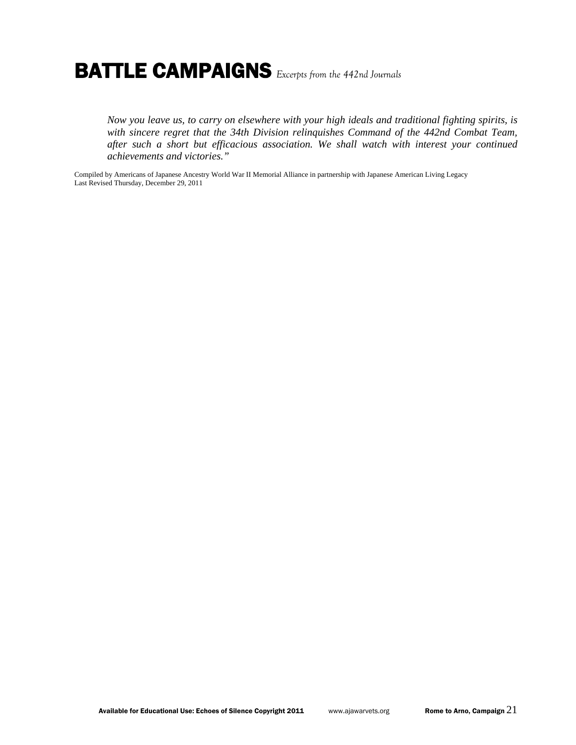*Now you leave us, to carry on elsewhere with your high ideals and traditional fighting spirits, is with sincere regret that the 34th Division relinquishes Command of the 442nd Combat Team, after such a short but efficacious association. We shall watch with interest your continued achievements and victories."*

Compiled by Americans of Japanese Ancestry World War II Memorial Alliance in partnership with Japanese American Living Legacy
Last Revised Thursday, December 29, 2011